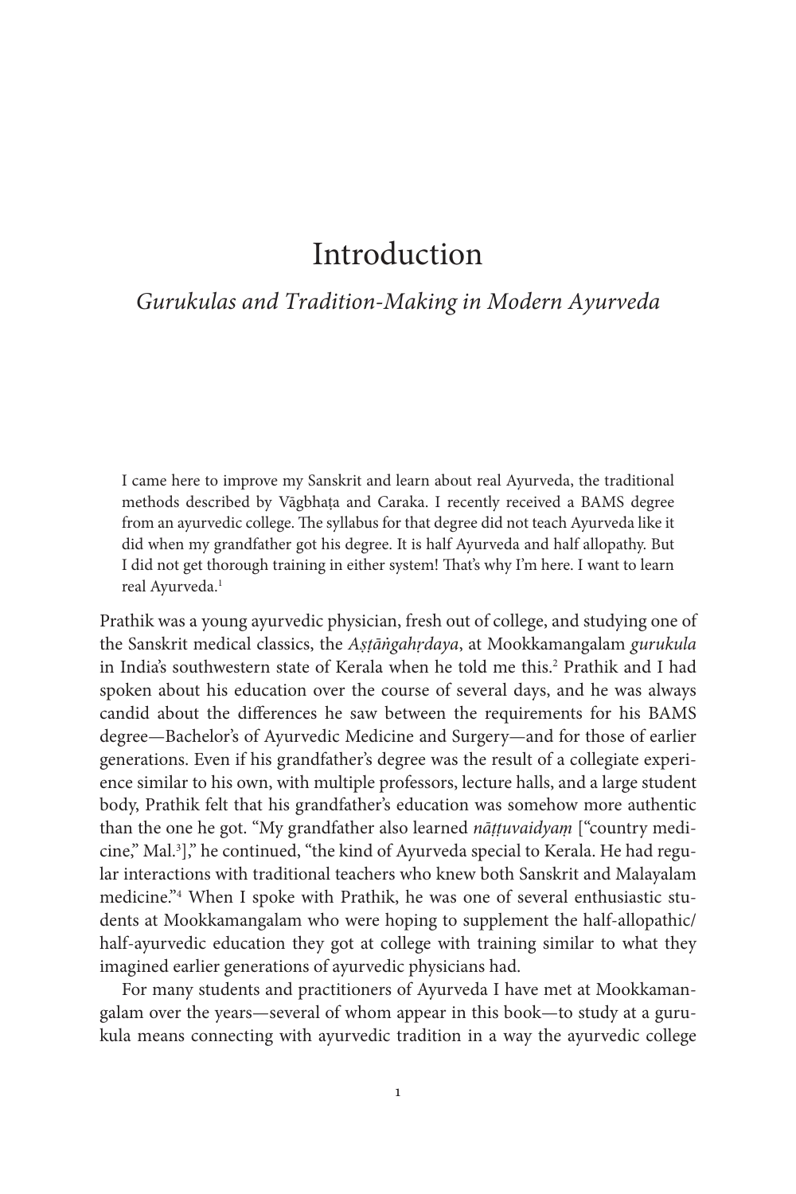# Introduction

*Gurukulas and Tradition-Making in Modern Ayurveda*

> I came here to improve my Sanskrit and learn about real Ayurveda, the traditional methods described by Vāgbhaṭa and Caraka. I recently received a BAMS degree from an ayurvedic college. The syllabus for that degree did not teach Ayurveda like it did when my grandfather got his degree. It is half Ayurveda and half allopathy. But I did not get thorough training in either system! That's why I'm here. I want to learn real Ayurveda.[1]

Prathik was a young ayurvedic physician, fresh out of college, and studying one of the Sanskrit medical classics, the *Aṣṭāṅgahṛdaya*, at Mookkamangalam *gurukula* in India's southwestern state of Kerala when he told me this.[2] Prathik and I had spoken about his education over the course of several days, and he was always candid about the differences he saw between the requirements for his BAMS degree—Bachelor's of Ayurvedic Medicine and Surgery—and for those of earlier generations. Even if his grandfather's degree was the result of a collegiate experience similar to his own, with multiple professors, lecture halls, and a large student body, Prathik felt that his grandfather's education was somehow more authentic than the one he got. "My grandfather also learned *nāṭṭuvaidyaṃ* ["country medicine," Mal.[3]]," he continued, "the kind of Ayurveda special to Kerala. He had regular interactions with traditional teachers who knew both Sanskrit and Malayalam medicine."[4] When I spoke with Prathik, he was one of several enthusiastic students at Mookkamangalam who were hoping to supplement the half-allopathic/half-ayurvedic education they got at college with training similar to what they imagined earlier generations of ayurvedic physicians had.

For many students and practitioners of Ayurveda I have met at Mookkamangalam over the years—several of whom appear in this book—to study at a gurukula means connecting with ayurvedic tradition in a way the ayurvedic college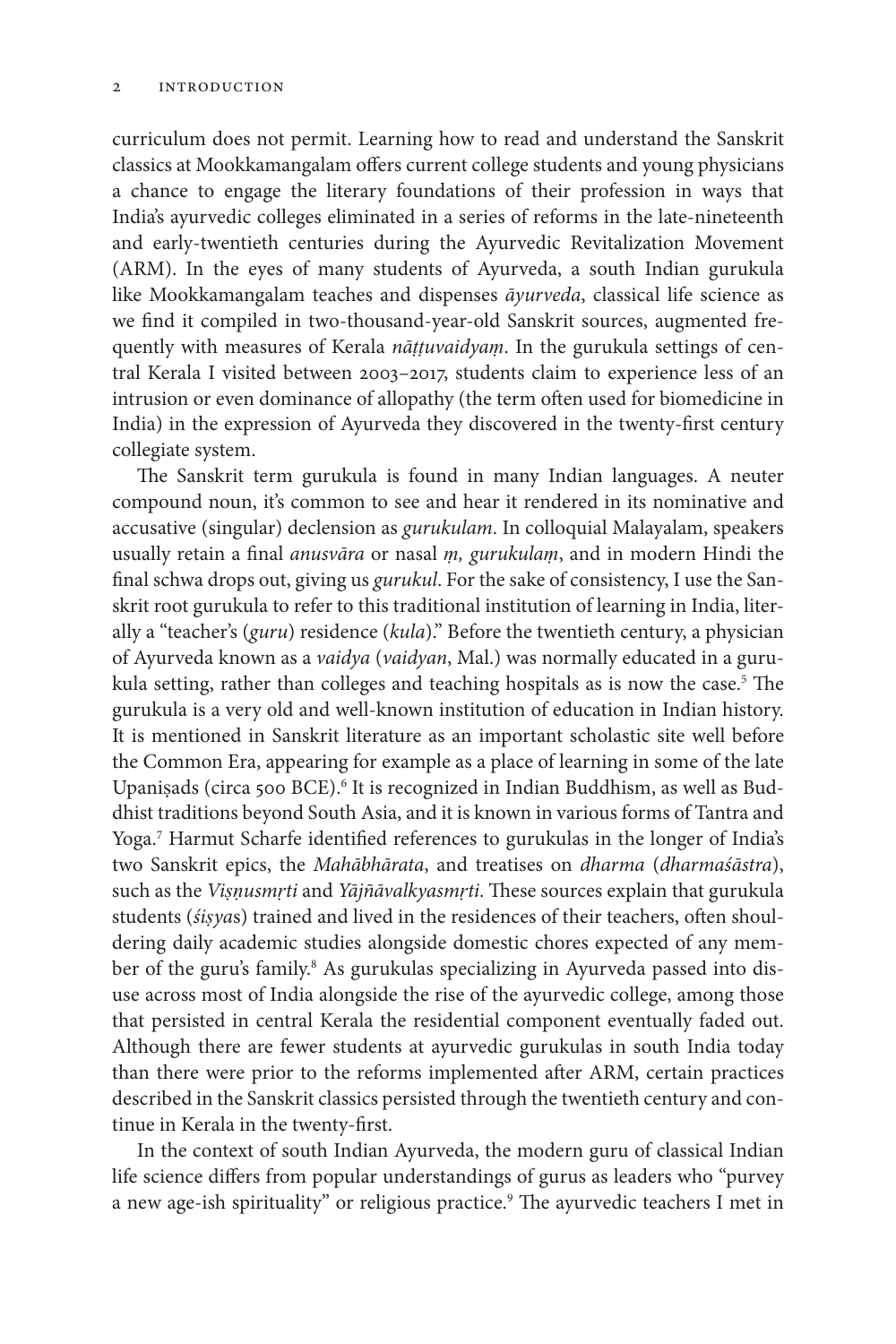curriculum does not permit. Learning how to read and understand the Sanskrit classics at Mookkamangalam offers current college students and young physicians a chance to engage the literary foundations of their profession in ways that India's ayurvedic colleges eliminated in a series of reforms in the late-nineteenth and early-twentieth centuries during the Ayurvedic Revitalization Movement (ARM). In the eyes of many students of Ayurveda, a south Indian gurukula like Mookkamangalam teaches and dispenses *āyurveda*, classical life science as we find it compiled in two-thousand-year-old Sanskrit sources, augmented frequently with measures of Kerala *nāṭṭuvaidyaṃ*. In the gurukula settings of central Kerala I visited between 2003–2017, students claim to experience less of an intrusion or even dominance of allopathy (the term often used for biomedicine in India) in the expression of Ayurveda they discovered in the twenty-first century collegiate system.

The Sanskrit term gurukula is found in many Indian languages. A neuter compound noun, it's common to see and hear it rendered in its nominative and accusative (singular) declension as *gurukulam*. In colloquial Malayalam, speakers usually retain a final *anusvāra* or nasal *ṃ, gurukulaṃ*, and in modern Hindi the final schwa drops out, giving us *gurukul*. For the sake of consistency, I use the Sanskrit root gurukula to refer to this traditional institution of learning in India, literally a "teacher's (*guru*) residence (*kula*)." Before the twentieth century, a physician of Ayurveda known as a *vaidya* (*vaidyan*, Mal.) was normally educated in a gurukula setting, rather than colleges and teaching hospitals as is now the case.[5] The gurukula is a very old and well-known institution of education in Indian history. It is mentioned in Sanskrit literature as an important scholastic site well before the Common Era, appearing for example as a place of learning in some of the late Upaniṣads (circa 500 BCE).[6] It is recognized in Indian Buddhism, as well as Buddhist traditions beyond South Asia, and it is known in various forms of Tantra and Yoga.[7] Harmut Scharfe identified references to gurukulas in the longer of India's two Sanskrit epics, the *Mahābhārata*, and treatises on *dharma* (*dharmaśāstra*), such as the *Viṣṇusmṛti* and *Yājñāvalkyasmṛti*. These sources explain that gurukula students (*śiṣya*s) trained and lived in the residences of their teachers, often shouldering daily academic studies alongside domestic chores expected of any member of the guru's family.[8] As gurukulas specializing in Ayurveda passed into disuse across most of India alongside the rise of the ayurvedic college, among those that persisted in central Kerala the residential component eventually faded out. Although there are fewer students at ayurvedic gurukulas in south India today than there were prior to the reforms implemented after ARM, certain practices described in the Sanskrit classics persisted through the twentieth century and continue in Kerala in the twenty-first.

In the context of south Indian Ayurveda, the modern guru of classical Indian life science differs from popular understandings of gurus as leaders who "purvey a new age-ish spirituality" or religious practice.[9] The ayurvedic teachers I met in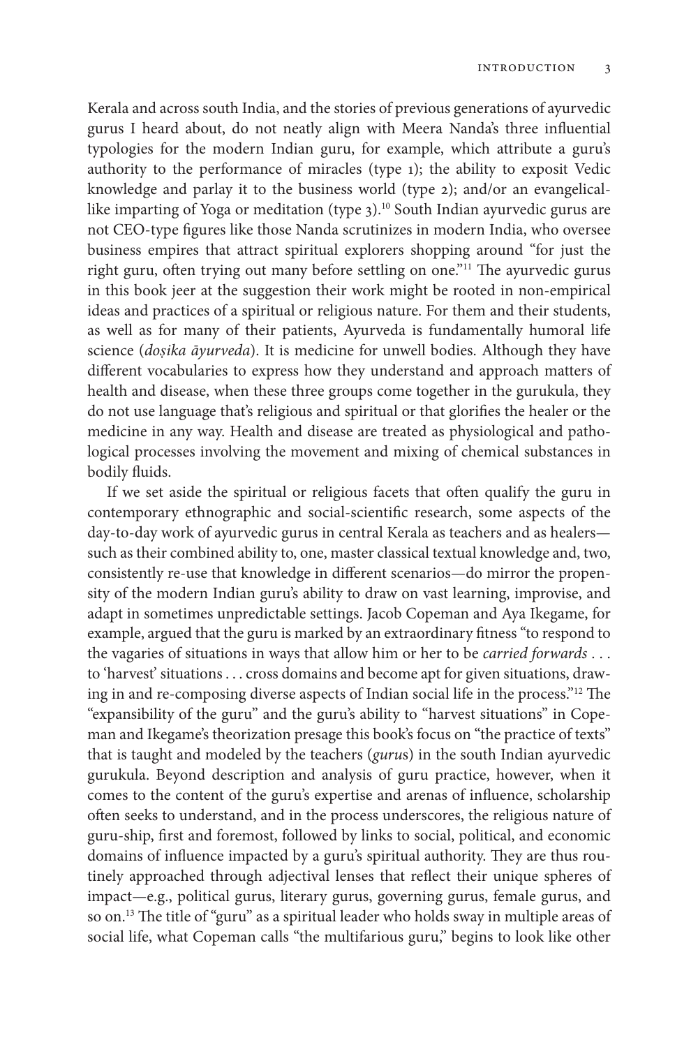Kerala and across south India, and the stories of previous generations of ayurvedic gurus I heard about, do not neatly align with Meera Nanda's three influential typologies for the modern Indian guru, for example, which attribute a guru's authority to the performance of miracles (type 1); the ability to exposit Vedic knowledge and parlay it to the business world (type 2); and/or an evangelical-like imparting of Yoga or meditation (type 3).[10] South Indian ayurvedic gurus are not CEO-type figures like those Nanda scrutinizes in modern India, who oversee business empires that attract spiritual explorers shopping around "for just the right guru, often trying out many before settling on one."[11] The ayurvedic gurus in this book jeer at the suggestion their work might be rooted in non-empirical ideas and practices of a spiritual or religious nature. For them and their students, as well as for many of their patients, Ayurveda is fundamentally humoral life science (*doṣika āyurveda*). It is medicine for unwell bodies. Although they have different vocabularies to express how they understand and approach matters of health and disease, when these three groups come together in the gurukula, they do not use language that's religious and spiritual or that glorifies the healer or the medicine in any way. Health and disease are treated as physiological and pathological processes involving the movement and mixing of chemical substances in bodily fluids.

If we set aside the spiritual or religious facets that often qualify the guru in contemporary ethnographic and social-scientific research, some aspects of the day-to-day work of ayurvedic gurus in central Kerala as teachers and as healers—such as their combined ability to, one, master classical textual knowledge and, two, consistently re-use that knowledge in different scenarios—do mirror the propensity of the modern Indian guru's ability to draw on vast learning, improvise, and adapt in sometimes unpredictable settings. Jacob Copeman and Aya Ikegame, for example, argued that the guru is marked by an extraordinary fitness "to respond to the vagaries of situations in ways that allow him or her to be *carried forwards* . . . to 'harvest' situations . . . cross domains and become apt for given situations, drawing in and re-composing diverse aspects of Indian social life in the process."[12] The "expansibility of the guru" and the guru's ability to "harvest situations" in Copeman and Ikegame's theorization presage this book's focus on "the practice of texts" that is taught and modeled by the teachers (*gurus*) in the south Indian ayurvedic gurukula. Beyond description and analysis of guru practice, however, when it comes to the content of the guru's expertise and arenas of influence, scholarship often seeks to understand, and in the process underscores, the religious nature of guru-ship, first and foremost, followed by links to social, political, and economic domains of influence impacted by a guru's spiritual authority. They are thus routinely approached through adjectival lenses that reflect their unique spheres of impact—e.g., political gurus, literary gurus, governing gurus, female gurus, and so on.[13] The title of "guru" as a spiritual leader who holds sway in multiple areas of social life, what Copeman calls "the multifarious guru," begins to look like other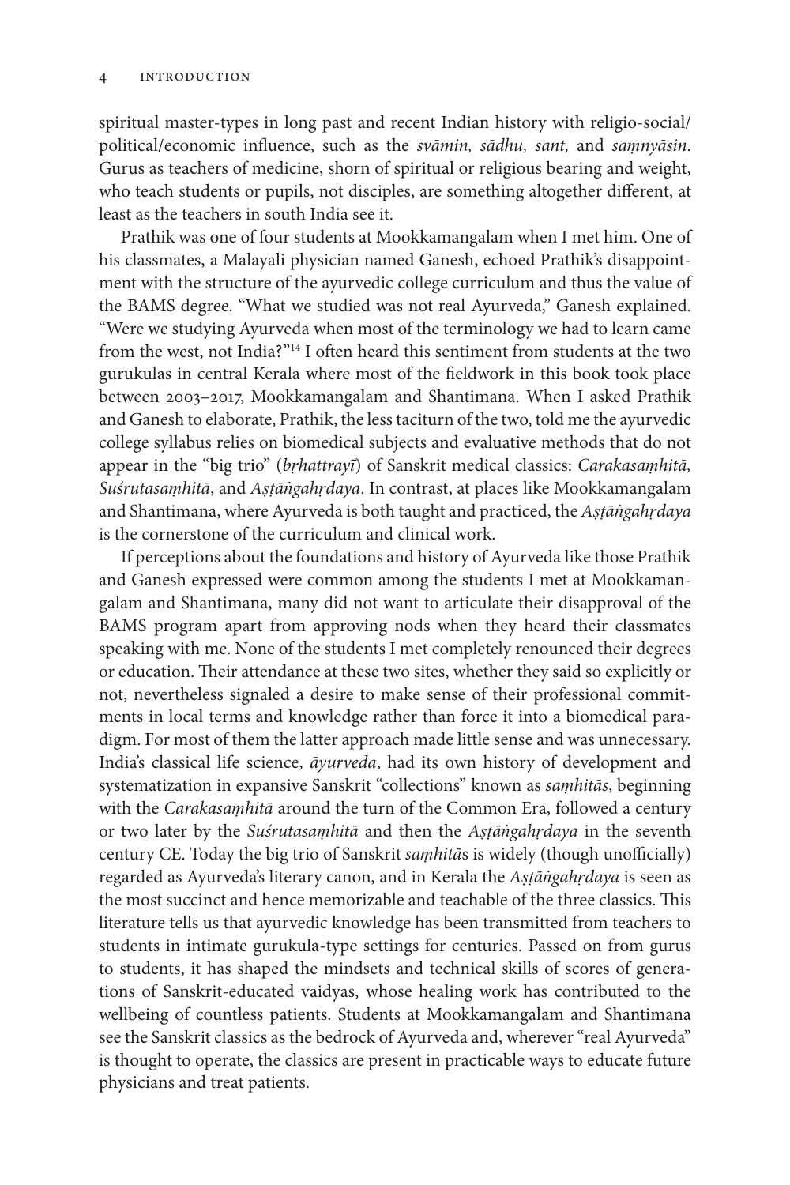spiritual master-types in long past and recent Indian history with religio-social/political/economic influence, such as the *svāmin, sādhu, sant,* and *saṃnyāsin*. Gurus as teachers of medicine, shorn of spiritual or religious bearing and weight, who teach students or pupils, not disciples, are something altogether different, at least as the teachers in south India see it.

Prathik was one of four students at Mookkamangalam when I met him. One of his classmates, a Malayali physician named Ganesh, echoed Prathik's disappointment with the structure of the ayurvedic college curriculum and thus the value of the BAMS degree. "What we studied was not real Ayurveda," Ganesh explained. "Were we studying Ayurveda when most of the terminology we had to learn came from the west, not India?"[14] I often heard this sentiment from students at the two gurukulas in central Kerala where most of the fieldwork in this book took place between 2003–2017, Mookkamangalam and Shantimana. When I asked Prathik and Ganesh to elaborate, Prathik, the less taciturn of the two, told me the ayurvedic college syllabus relies on biomedical subjects and evaluative methods that do not appear in the "big trio" (*bṛhattrayī*) of Sanskrit medical classics: *Carakasaṃhitā, Suśrutasaṃhitā*, and *Aṣṭāṅgahṛdaya*. In contrast, at places like Mookkamangalam and Shantimana, where Ayurveda is both taught and practiced, the *Aṣṭāṅgahṛdaya* is the cornerstone of the curriculum and clinical work.

If perceptions about the foundations and history of Ayurveda like those Prathik and Ganesh expressed were common among the students I met at Mookkamangalam and Shantimana, many did not want to articulate their disapproval of the BAMS program apart from approving nods when they heard their classmates speaking with me. None of the students I met completely renounced their degrees or education. Their attendance at these two sites, whether they said so explicitly or not, nevertheless signaled a desire to make sense of their professional commitments in local terms and knowledge rather than force it into a biomedical paradigm. For most of them the latter approach made little sense and was unnecessary. India's classical life science, *āyurveda*, had its own history of development and systematization in expansive Sanskrit "collections" known as *saṃhitās*, beginning with the *Carakasaṃhitā* around the turn of the Common Era, followed a century or two later by the *Suśrutasaṃhitā* and then the *Aṣṭāṅgahṛdaya* in the seventh century CE. Today the big trio of Sanskrit *saṃhitā*s is widely (though unofficially) regarded as Ayurveda's literary canon, and in Kerala the *Aṣṭāṅgahṛdaya* is seen as the most succinct and hence memorizable and teachable of the three classics. This literature tells us that ayurvedic knowledge has been transmitted from teachers to students in intimate gurukula-type settings for centuries. Passed on from gurus to students, it has shaped the mindsets and technical skills of scores of generations of Sanskrit-educated vaidyas, whose healing work has contributed to the wellbeing of countless patients. Students at Mookkamangalam and Shantimana see the Sanskrit classics as the bedrock of Ayurveda and, wherever "real Ayurveda" is thought to operate, the classics are present in practicable ways to educate future physicians and treat patients.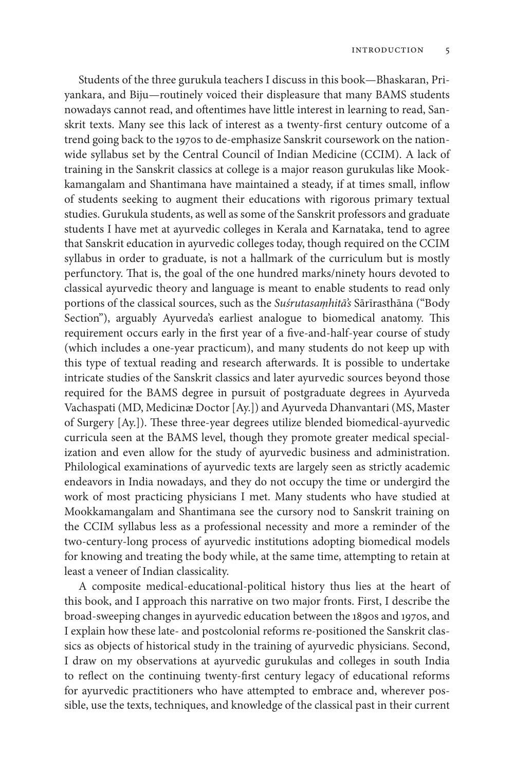Students of the three gurukula teachers I discuss in this book—Bhaskaran, Priyankara, and Biju—routinely voiced their displeasure that many BAMS students nowadays cannot read, and oftentimes have little interest in learning to read, Sanskrit texts. Many see this lack of interest as a twenty-first century outcome of a trend going back to the 1970s to de-emphasize Sanskrit coursework on the nationwide syllabus set by the Central Council of Indian Medicine (CCIM). A lack of training in the Sanskrit classics at college is a major reason gurukulas like Mookkamangalam and Shantimana have maintained a steady, if at times small, inflow of students seeking to augment their educations with rigorous primary textual studies. Gurukula students, as well as some of the Sanskrit professors and graduate students I have met at ayurvedic colleges in Kerala and Karnataka, tend to agree that Sanskrit education in ayurvedic colleges today, though required on the CCIM syllabus in order to graduate, is not a hallmark of the curriculum but is mostly perfunctory. That is, the goal of the one hundred marks/ninety hours devoted to classical ayurvedic theory and language is meant to enable students to read only portions of the classical sources, such as the *Suśrutasaṃhitā's* Sārīrasthāna ("Body Section"), arguably Ayurveda's earliest analogue to biomedical anatomy. This requirement occurs early in the first year of a five-and-half-year course of study (which includes a one-year practicum), and many students do not keep up with this type of textual reading and research afterwards. It is possible to undertake intricate studies of the Sanskrit classics and later ayurvedic sources beyond those required for the BAMS degree in pursuit of postgraduate degrees in Ayurveda Vachaspati (MD, Medicinæ Doctor [Ay.]) and Ayurveda Dhanvantari (MS, Master of Surgery [Ay.]). These three-year degrees utilize blended biomedical-ayurvedic curricula seen at the BAMS level, though they promote greater medical specialization and even allow for the study of ayurvedic business and administration. Philological examinations of ayurvedic texts are largely seen as strictly academic endeavors in India nowadays, and they do not occupy the time or undergird the work of most practicing physicians I met. Many students who have studied at Mookkamangalam and Shantimana see the cursory nod to Sanskrit training on the CCIM syllabus less as a professional necessity and more a reminder of the two-century-long process of ayurvedic institutions adopting biomedical models for knowing and treating the body while, at the same time, attempting to retain at least a veneer of Indian classicality.

A composite medical-educational-political history thus lies at the heart of this book, and I approach this narrative on two major fronts. First, I describe the broad-sweeping changes in ayurvedic education between the 1890s and 1970s, and I explain how these late- and postcolonial reforms re-positioned the Sanskrit classics as objects of historical study in the training of ayurvedic physicians. Second, I draw on my observations at ayurvedic gurukulas and colleges in south India to reflect on the continuing twenty-first century legacy of educational reforms for ayurvedic practitioners who have attempted to embrace and, wherever possible, use the texts, techniques, and knowledge of the classical past in their current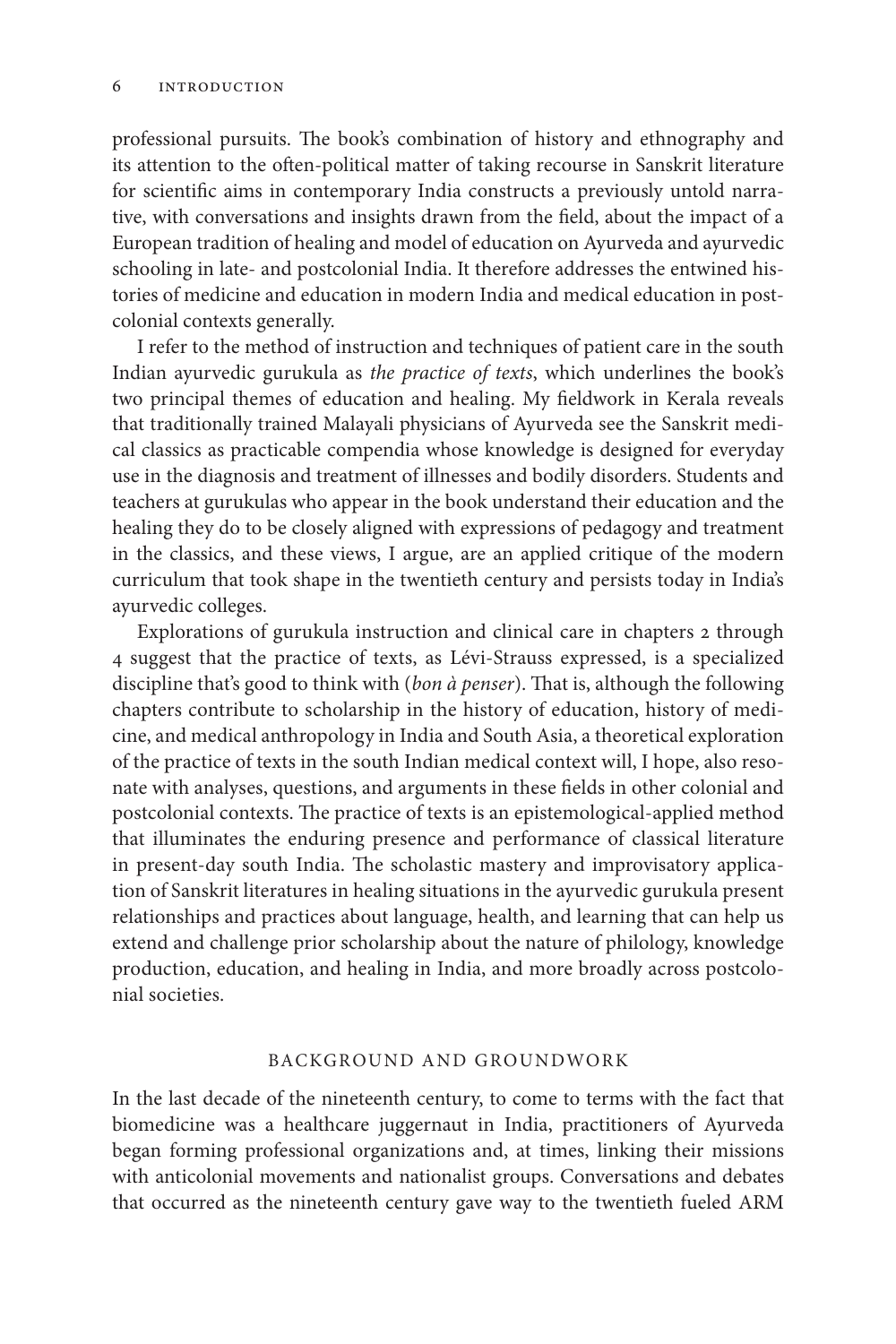professional pursuits. The book's combination of history and ethnography and its attention to the often-political matter of taking recourse in Sanskrit literature for scientific aims in contemporary India constructs a previously untold narrative, with conversations and insights drawn from the field, about the impact of a European tradition of healing and model of education on Ayurveda and ayurvedic schooling in late- and postcolonial India. It therefore addresses the entwined histories of medicine and education in modern India and medical education in postcolonial contexts generally.

I refer to the method of instruction and techniques of patient care in the south Indian ayurvedic gurukula as *the practice of texts*, which underlines the book's two principal themes of education and healing. My fieldwork in Kerala reveals that traditionally trained Malayali physicians of Ayurveda see the Sanskrit medical classics as practicable compendia whose knowledge is designed for everyday use in the diagnosis and treatment of illnesses and bodily disorders. Students and teachers at gurukulas who appear in the book understand their education and the healing they do to be closely aligned with expressions of pedagogy and treatment in the classics, and these views, I argue, are an applied critique of the modern curriculum that took shape in the twentieth century and persists today in India's ayurvedic colleges.

Explorations of gurukula instruction and clinical care in chapters 2 through 4 suggest that the practice of texts, as Lévi-Strauss expressed, is a specialized discipline that's good to think with (*bon à penser*). That is, although the following chapters contribute to scholarship in the history of education, history of medicine, and medical anthropology in India and South Asia, a theoretical exploration of the practice of texts in the south Indian medical context will, I hope, also resonate with analyses, questions, and arguments in these fields in other colonial and postcolonial contexts. The practice of texts is an epistemological-applied method that illuminates the enduring presence and performance of classical literature in present-day south India. The scholastic mastery and improvisatory application of Sanskrit literatures in healing situations in the ayurvedic gurukula present relationships and practices about language, health, and learning that can help us extend and challenge prior scholarship about the nature of philology, knowledge production, education, and healing in India, and more broadly across postcolonial societies.

## BACKGROUND AND GROUNDWORK

In the last decade of the nineteenth century, to come to terms with the fact that biomedicine was a healthcare juggernaut in India, practitioners of Ayurveda began forming professional organizations and, at times, linking their missions with anticolonial movements and nationalist groups. Conversations and debates that occurred as the nineteenth century gave way to the twentieth fueled ARM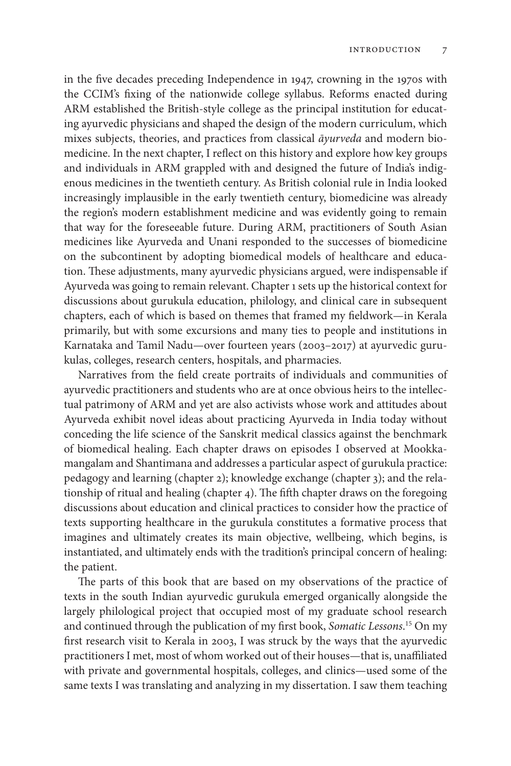in the five decades preceding Independence in 1947, crowning in the 1970s with the CCIM's fixing of the nationwide college syllabus. Reforms enacted during ARM established the British-style college as the principal institution for educating ayurvedic physicians and shaped the design of the modern curriculum, which mixes subjects, theories, and practices from classical *āyurveda* and modern biomedicine. In the next chapter, I reflect on this history and explore how key groups and individuals in ARM grappled with and designed the future of India's indigenous medicines in the twentieth century. As British colonial rule in India looked increasingly implausible in the early twentieth century, biomedicine was already the region's modern establishment medicine and was evidently going to remain that way for the foreseeable future. During ARM, practitioners of South Asian medicines like Ayurveda and Unani responded to the successes of biomedicine on the subcontinent by adopting biomedical models of healthcare and education. These adjustments, many ayurvedic physicians argued, were indispensable if Ayurveda was going to remain relevant. Chapter 1 sets up the historical context for discussions about gurukula education, philology, and clinical care in subsequent chapters, each of which is based on themes that framed my fieldwork—in Kerala primarily, but with some excursions and many ties to people and institutions in Karnataka and Tamil Nadu—over fourteen years (2003–2017) at ayurvedic gurukulas, colleges, research centers, hospitals, and pharmacies.

Narratives from the field create portraits of individuals and communities of ayurvedic practitioners and students who are at once obvious heirs to the intellectual patrimony of ARM and yet are also activists whose work and attitudes about Ayurveda exhibit novel ideas about practicing Ayurveda in India today without conceding the life science of the Sanskrit medical classics against the benchmark of biomedical healing. Each chapter draws on episodes I observed at Mookkamangalam and Shantimana and addresses a particular aspect of gurukula practice: pedagogy and learning (chapter 2); knowledge exchange (chapter 3); and the relationship of ritual and healing (chapter 4). The fifth chapter draws on the foregoing discussions about education and clinical practices to consider how the practice of texts supporting healthcare in the gurukula constitutes a formative process that imagines and ultimately creates its main objective, wellbeing, which begins, is instantiated, and ultimately ends with the tradition's principal concern of healing: the patient.

The parts of this book that are based on my observations of the practice of texts in the south Indian ayurvedic gurukula emerged organically alongside the largely philological project that occupied most of my graduate school research and continued through the publication of my first book, *Somatic Lessons*.[15] On my first research visit to Kerala in 2003, I was struck by the ways that the ayurvedic practitioners I met, most of whom worked out of their houses—that is, unaffiliated with private and governmental hospitals, colleges, and clinics—used some of the same texts I was translating and analyzing in my dissertation. I saw them teaching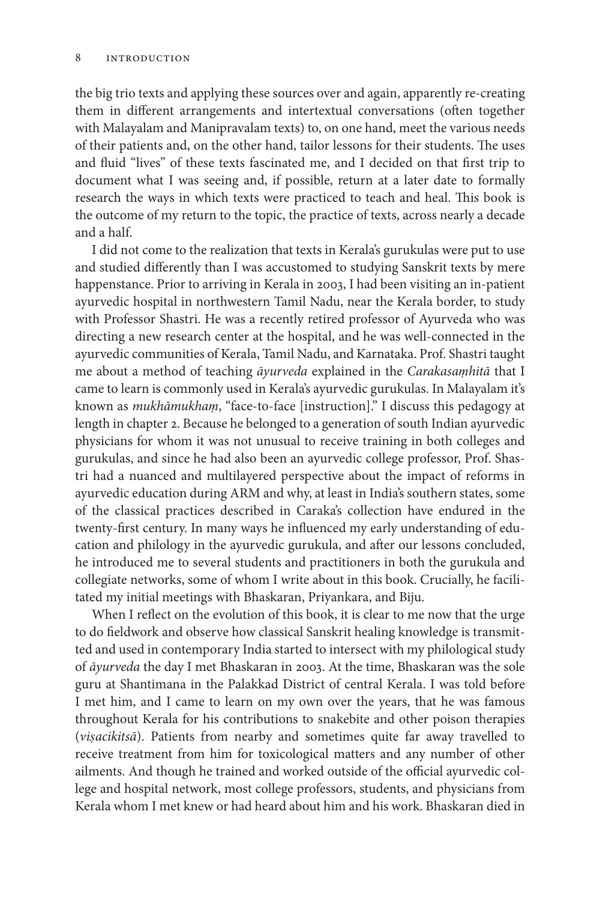the big trio texts and applying these sources over and again, apparently re-creating them in different arrangements and intertextual conversations (often together with Malayalam and Manipravalam texts) to, on one hand, meet the various needs of their patients and, on the other hand, tailor lessons for their students. The uses and fluid "lives" of these texts fascinated me, and I decided on that first trip to document what I was seeing and, if possible, return at a later date to formally research the ways in which texts were practiced to teach and heal. This book is the outcome of my return to the topic, the practice of texts, across nearly a decade and a half.

I did not come to the realization that texts in Kerala's gurukulas were put to use and studied differently than I was accustomed to studying Sanskrit texts by mere happenstance. Prior to arriving in Kerala in 2003, I had been visiting an in-patient ayurvedic hospital in northwestern Tamil Nadu, near the Kerala border, to study with Professor Shastri. He was a recently retired professor of Ayurveda who was directing a new research center at the hospital, and he was well-connected in the ayurvedic communities of Kerala, Tamil Nadu, and Karnataka. Prof. Shastri taught me about a method of teaching *āyurveda* explained in the *Carakasaṃhitā* that I came to learn is commonly used in Kerala's ayurvedic gurukulas. In Malayalam it's known as *mukhāmukhaṃ*, "face-to-face [instruction]." I discuss this pedagogy at length in chapter 2. Because he belonged to a generation of south Indian ayurvedic physicians for whom it was not unusual to receive training in both colleges and gurukulas, and since he had also been an ayurvedic college professor, Prof. Shastri had a nuanced and multilayered perspective about the impact of reforms in ayurvedic education during ARM and why, at least in India's southern states, some of the classical practices described in Caraka's collection have endured in the twenty-first century. In many ways he influenced my early understanding of education and philology in the ayurvedic gurukula, and after our lessons concluded, he introduced me to several students and practitioners in both the gurukula and collegiate networks, some of whom I write about in this book. Crucially, he facilitated my initial meetings with Bhaskaran, Priyankara, and Biju.

When I reflect on the evolution of this book, it is clear to me now that the urge to do fieldwork and observe how classical Sanskrit healing knowledge is transmitted and used in contemporary India started to intersect with my philological study of *āyurveda* the day I met Bhaskaran in 2003. At the time, Bhaskaran was the sole guru at Shantimana in the Palakkad District of central Kerala. I was told before I met him, and I came to learn on my own over the years, that he was famous throughout Kerala for his contributions to snakebite and other poison therapies (*viṣacikitsā*). Patients from nearby and sometimes quite far away travelled to receive treatment from him for toxicological matters and any number of other ailments. And though he trained and worked outside of the official ayurvedic college and hospital network, most college professors, students, and physicians from Kerala whom I met knew or had heard about him and his work. Bhaskaran died in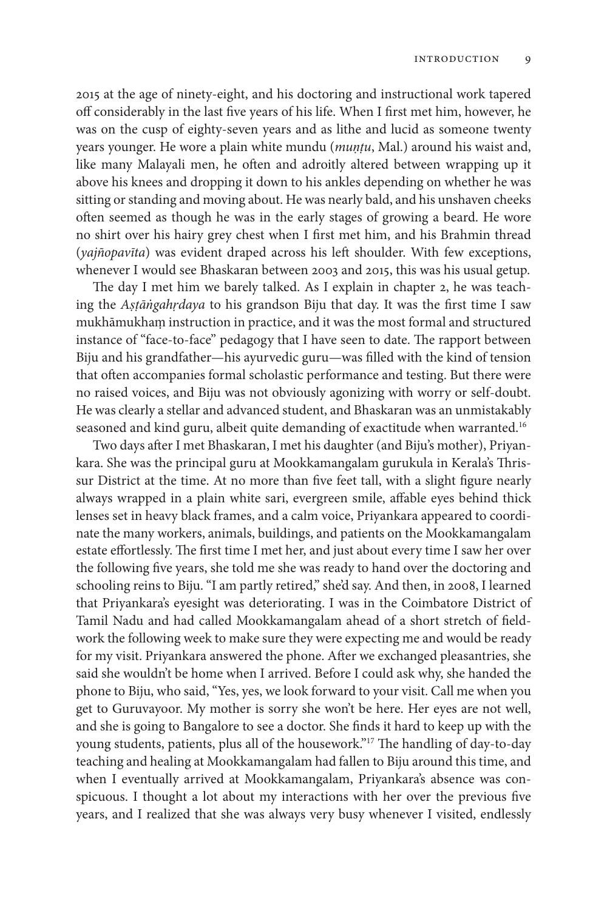2015 at the age of ninety-eight, and his doctoring and instructional work tapered off considerably in the last five years of his life. When I first met him, however, he was on the cusp of eighty-seven years and as lithe and lucid as someone twenty years younger. He wore a plain white mundu (*muṇṭu*, Mal.) around his waist and, like many Malayali men, he often and adroitly altered between wrapping up it above his knees and dropping it down to his ankles depending on whether he was sitting or standing and moving about. He was nearly bald, and his unshaven cheeks often seemed as though he was in the early stages of growing a beard. He wore no shirt over his hairy grey chest when I first met him, and his Brahmin thread (*yajñopavīta*) was evident draped across his left shoulder. With few exceptions, whenever I would see Bhaskaran between 2003 and 2015, this was his usual getup.

The day I met him we barely talked. As I explain in chapter 2, he was teaching the *Aṣṭāṅgahṛdaya* to his grandson Biju that day. It was the first time I saw mukhāmukhaṃ instruction in practice, and it was the most formal and structured instance of "face-to-face" pedagogy that I have seen to date. The rapport between Biju and his grandfather—his ayurvedic guru—was filled with the kind of tension that often accompanies formal scholastic performance and testing. But there were no raised voices, and Biju was not obviously agonizing with worry or self-doubt. He was clearly a stellar and advanced student, and Bhaskaran was an unmistakably seasoned and kind guru, albeit quite demanding of exactitude when warranted.[16]

Two days after I met Bhaskaran, I met his daughter (and Biju's mother), Priyankara. She was the principal guru at Mookkamangalam gurukula in Kerala's Thrissur District at the time. At no more than five feet tall, with a slight figure nearly always wrapped in a plain white sari, evergreen smile, affable eyes behind thick lenses set in heavy black frames, and a calm voice, Priyankara appeared to coordinate the many workers, animals, buildings, and patients on the Mookkamangalam estate effortlessly. The first time I met her, and just about every time I saw her over the following five years, she told me she was ready to hand over the doctoring and schooling reins to Biju. "I am partly retired," she'd say. And then, in 2008, I learned that Priyankara's eyesight was deteriorating. I was in the Coimbatore District of Tamil Nadu and had called Mookkamangalam ahead of a short stretch of fieldwork the following week to make sure they were expecting me and would be ready for my visit. Priyankara answered the phone. After we exchanged pleasantries, she said she wouldn't be home when I arrived. Before I could ask why, she handed the phone to Biju, who said, "Yes, yes, we look forward to your visit. Call me when you get to Guruvayoor. My mother is sorry she won't be here. Her eyes are not well, and she is going to Bangalore to see a doctor. She finds it hard to keep up with the young students, patients, plus all of the housework."[17] The handling of day-to-day teaching and healing at Mookkamangalam had fallen to Biju around this time, and when I eventually arrived at Mookkamangalam, Priyankara's absence was conspicuous. I thought a lot about my interactions with her over the previous five years, and I realized that she was always very busy whenever I visited, endlessly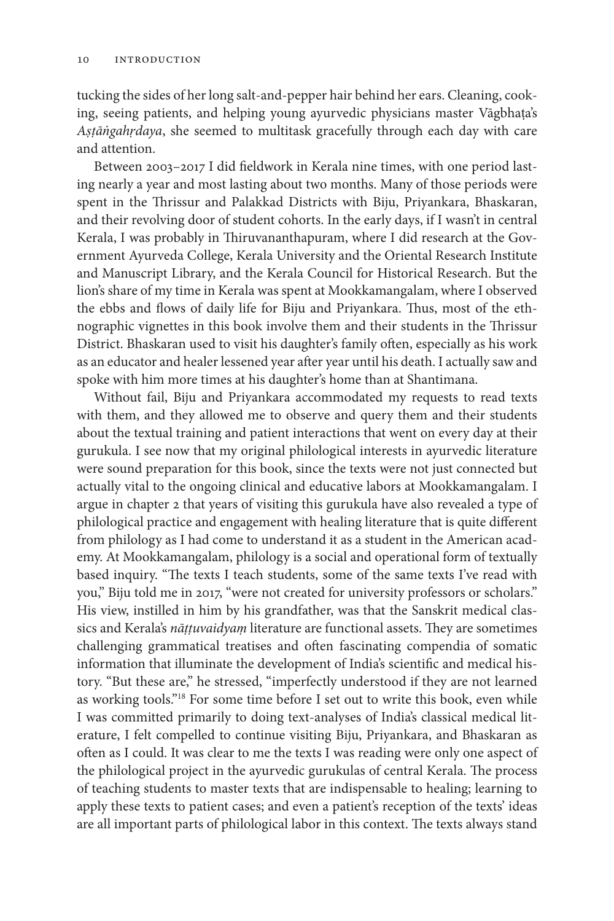tucking the sides of her long salt-and-pepper hair behind her ears. Cleaning, cooking, seeing patients, and helping young ayurvedic physicians master Vāgbhaṭa's *Aṣṭāṅgahṛdaya*, she seemed to multitask gracefully through each day with care and attention.

Between 2003–2017 I did fieldwork in Kerala nine times, with one period lasting nearly a year and most lasting about two months. Many of those periods were spent in the Thrissur and Palakkad Districts with Biju, Priyankara, Bhaskaran, and their revolving door of student cohorts. In the early days, if I wasn't in central Kerala, I was probably in Thiruvananthapuram, where I did research at the Government Ayurveda College, Kerala University and the Oriental Research Institute and Manuscript Library, and the Kerala Council for Historical Research. But the lion's share of my time in Kerala was spent at Mookkamangalam, where I observed the ebbs and flows of daily life for Biju and Priyankara. Thus, most of the ethnographic vignettes in this book involve them and their students in the Thrissur District. Bhaskaran used to visit his daughter's family often, especially as his work as an educator and healer lessened year after year until his death. I actually saw and spoke with him more times at his daughter's home than at Shantimana.

Without fail, Biju and Priyankara accommodated my requests to read texts with them, and they allowed me to observe and query them and their students about the textual training and patient interactions that went on every day at their gurukula. I see now that my original philological interests in ayurvedic literature were sound preparation for this book, since the texts were not just connected but actually vital to the ongoing clinical and educative labors at Mookkamangalam. I argue in chapter 2 that years of visiting this gurukula have also revealed a type of philological practice and engagement with healing literature that is quite different from philology as I had come to understand it as a student in the American academy. At Mookkamangalam, philology is a social and operational form of textually based inquiry. "The texts I teach students, some of the same texts I've read with you," Biju told me in 2017, "were not created for university professors or scholars." His view, instilled in him by his grandfather, was that the Sanskrit medical classics and Kerala's *nāṭṭuvaidyaṃ* literature are functional assets. They are sometimes challenging grammatical treatises and often fascinating compendia of somatic information that illuminate the development of India's scientific and medical history. "But these are," he stressed, "imperfectly understood if they are not learned as working tools."[18] For some time before I set out to write this book, even while I was committed primarily to doing text-analyses of India's classical medical literature, I felt compelled to continue visiting Biju, Priyankara, and Bhaskaran as often as I could. It was clear to me the texts I was reading were only one aspect of the philological project in the ayurvedic gurukulas of central Kerala. The process of teaching students to master texts that are indispensable to healing; learning to apply these texts to patient cases; and even a patient's reception of the texts' ideas are all important parts of philological labor in this context. The texts always stand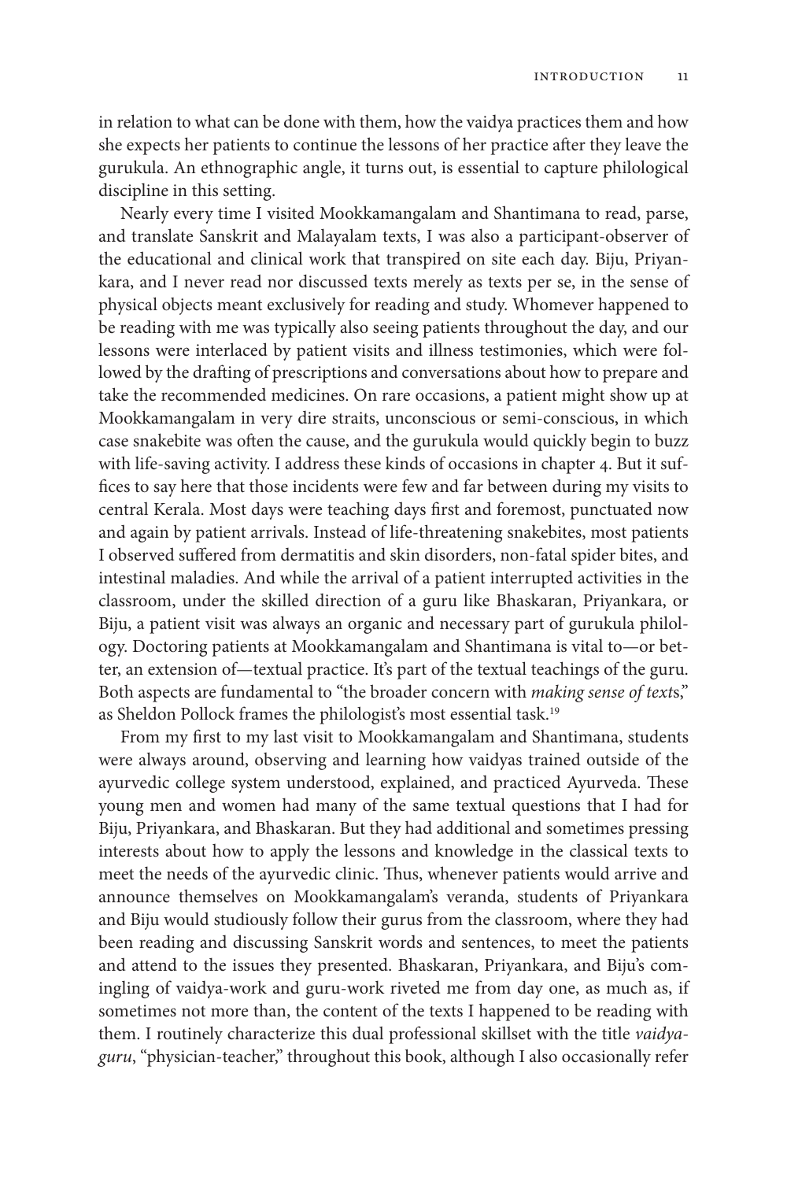in relation to what can be done with them, how the vaidya practices them and how she expects her patients to continue the lessons of her practice after they leave the gurukula. An ethnographic angle, it turns out, is essential to capture philological discipline in this setting.

Nearly every time I visited Mookkamangalam and Shantimana to read, parse, and translate Sanskrit and Malayalam texts, I was also a participant-observer of the educational and clinical work that transpired on site each day. Biju, Priyankara, and I never read nor discussed texts merely as texts per se, in the sense of physical objects meant exclusively for reading and study. Whomever happened to be reading with me was typically also seeing patients throughout the day, and our lessons were interlaced by patient visits and illness testimonies, which were followed by the drafting of prescriptions and conversations about how to prepare and take the recommended medicines. On rare occasions, a patient might show up at Mookkamangalam in very dire straits, unconscious or semi-conscious, in which case snakebite was often the cause, and the gurukula would quickly begin to buzz with life-saving activity. I address these kinds of occasions in chapter 4. But it suffices to say here that those incidents were few and far between during my visits to central Kerala. Most days were teaching days first and foremost, punctuated now and again by patient arrivals. Instead of life-threatening snakebites, most patients I observed suffered from dermatitis and skin disorders, non-fatal spider bites, and intestinal maladies. And while the arrival of a patient interrupted activities in the classroom, under the skilled direction of a guru like Bhaskaran, Priyankara, or Biju, a patient visit was always an organic and necessary part of gurukula philology. Doctoring patients at Mookkamangalam and Shantimana is vital to—or better, an extension of—textual practice. It's part of the textual teachings of the guru. Both aspects are fundamental to "the broader concern with *making sense of texts*," as Sheldon Pollock frames the philologist's most essential task.[19]

From my first to my last visit to Mookkamangalam and Shantimana, students were always around, observing and learning how vaidyas trained outside of the ayurvedic college system understood, explained, and practiced Ayurveda. These young men and women had many of the same textual questions that I had for Biju, Priyankara, and Bhaskaran. But they had additional and sometimes pressing interests about how to apply the lessons and knowledge in the classical texts to meet the needs of the ayurvedic clinic. Thus, whenever patients would arrive and announce themselves on Mookkamangalam's veranda, students of Priyankara and Biju would studiously follow their gurus from the classroom, where they had been reading and discussing Sanskrit words and sentences, to meet the patients and attend to the issues they presented. Bhaskaran, Priyankara, and Biju's comingling of vaidya-work and guru-work riveted me from day one, as much as, if sometimes not more than, the content of the texts I happened to be reading with them. I routinely characterize this dual professional skillset with the title *vaidya-guru*, "physician-teacher," throughout this book, although I also occasionally refer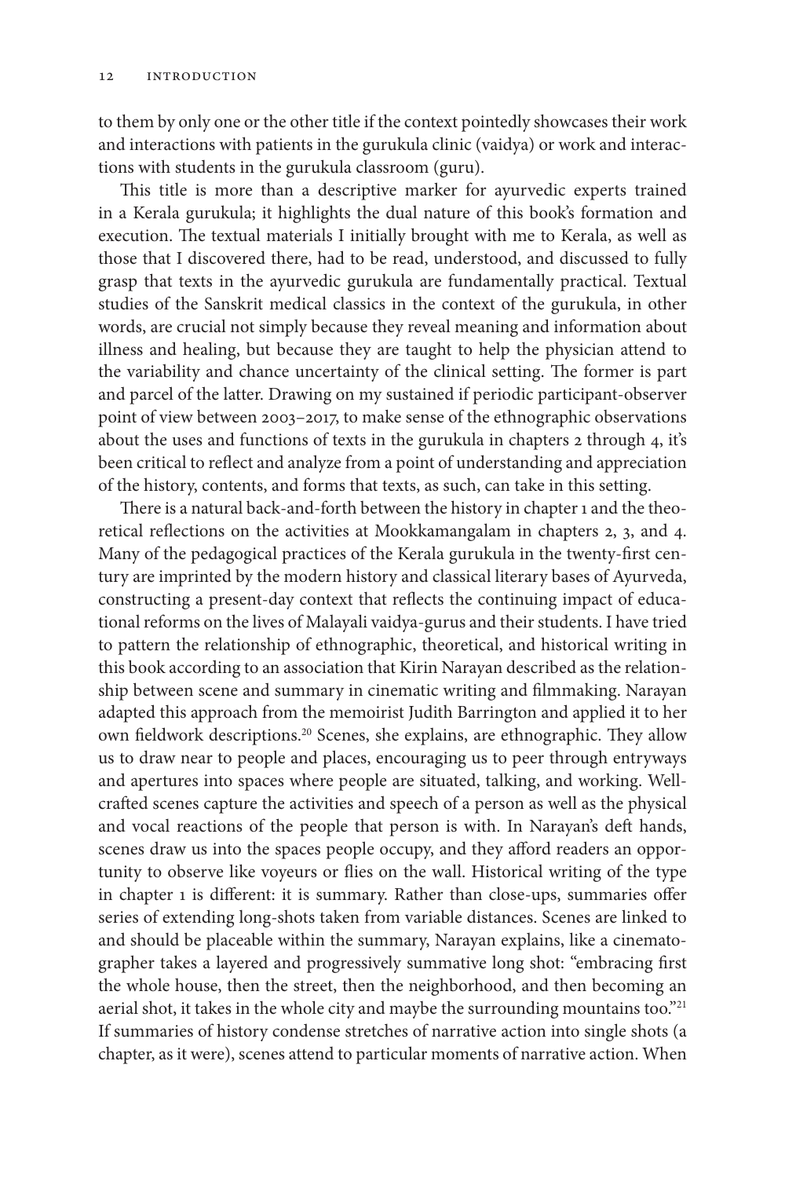to them by only one or the other title if the context pointedly showcases their work and interactions with patients in the gurukula clinic (vaidya) or work and interactions with students in the gurukula classroom (guru).

This title is more than a descriptive marker for ayurvedic experts trained in a Kerala gurukula; it highlights the dual nature of this book's formation and execution. The textual materials I initially brought with me to Kerala, as well as those that I discovered there, had to be read, understood, and discussed to fully grasp that texts in the ayurvedic gurukula are fundamentally practical. Textual studies of the Sanskrit medical classics in the context of the gurukula, in other words, are crucial not simply because they reveal meaning and information about illness and healing, but because they are taught to help the physician attend to the variability and chance uncertainty of the clinical setting. The former is part and parcel of the latter. Drawing on my sustained if periodic participant-observer point of view between 2003–2017, to make sense of the ethnographic observations about the uses and functions of texts in the gurukula in chapters 2 through 4, it's been critical to reflect and analyze from a point of understanding and appreciation of the history, contents, and forms that texts, as such, can take in this setting.

There is a natural back-and-forth between the history in chapter 1 and the theoretical reflections on the activities at Mookkamangalam in chapters 2, 3, and 4. Many of the pedagogical practices of the Kerala gurukula in the twenty-first century are imprinted by the modern history and classical literary bases of Ayurveda, constructing a present-day context that reflects the continuing impact of educational reforms on the lives of Malayali vaidya-gurus and their students. I have tried to pattern the relationship of ethnographic, theoretical, and historical writing in this book according to an association that Kirin Narayan described as the relationship between scene and summary in cinematic writing and filmmaking. Narayan adapted this approach from the memoirist Judith Barrington and applied it to her own fieldwork descriptions.[20] Scenes, she explains, are ethnographic. They allow us to draw near to people and places, encouraging us to peer through entryways and apertures into spaces where people are situated, talking, and working. Well-crafted scenes capture the activities and speech of a person as well as the physical and vocal reactions of the people that person is with. In Narayan's deft hands, scenes draw us into the spaces people occupy, and they afford readers an opportunity to observe like voyeurs or flies on the wall. Historical writing of the type in chapter 1 is different: it is summary. Rather than close-ups, summaries offer series of extending long-shots taken from variable distances. Scenes are linked to and should be placeable within the summary, Narayan explains, like a cinematographer takes a layered and progressively summative long shot: "embracing first the whole house, then the street, then the neighborhood, and then becoming an aerial shot, it takes in the whole city and maybe the surrounding mountains too."[21] If summaries of history condense stretches of narrative action into single shots (a chapter, as it were), scenes attend to particular moments of narrative action. When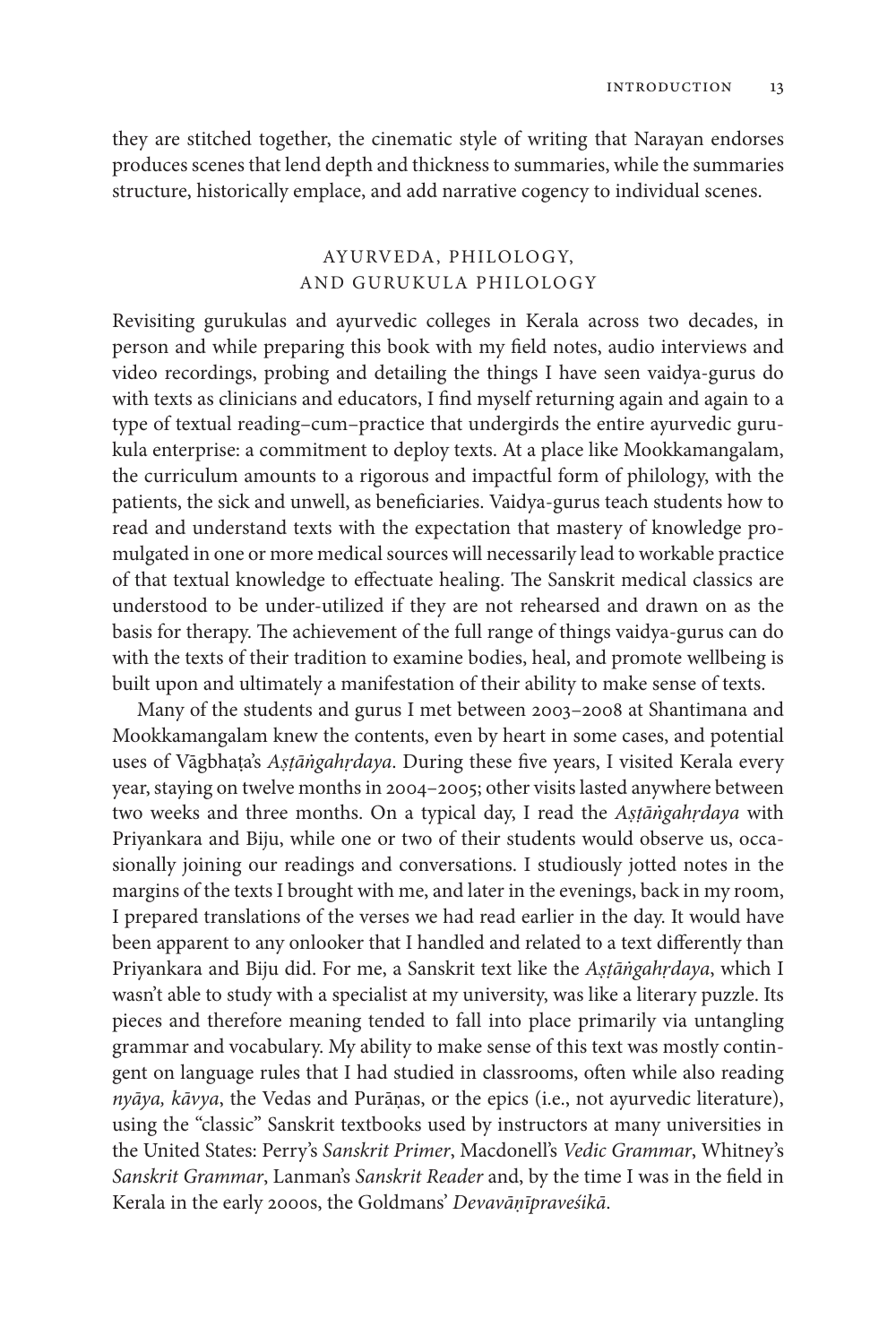they are stitched together, the cinematic style of writing that Narayan endorses produces scenes that lend depth and thickness to summaries, while the summaries structure, historically emplace, and add narrative cogency to individual scenes.

## AYURVEDA, PHILOLOGY, AND GURUKULA PHILOLOGY

Revisiting gurukulas and ayurvedic colleges in Kerala across two decades, in person and while preparing this book with my field notes, audio interviews and video recordings, probing and detailing the things I have seen vaidya-gurus do with texts as clinicians and educators, I find myself returning again and again to a type of textual reading–cum–practice that undergirds the entire ayurvedic gurukula enterprise: a commitment to deploy texts. At a place like Mookkamangalam, the curriculum amounts to a rigorous and impactful form of philology, with the patients, the sick and unwell, as beneficiaries. Vaidya-gurus teach students how to read and understand texts with the expectation that mastery of knowledge promulgated in one or more medical sources will necessarily lead to workable practice of that textual knowledge to effectuate healing. The Sanskrit medical classics are understood to be under-utilized if they are not rehearsed and drawn on as the basis for therapy. The achievement of the full range of things vaidya-gurus can do with the texts of their tradition to examine bodies, heal, and promote wellbeing is built upon and ultimately a manifestation of their ability to make sense of texts.

Many of the students and gurus I met between 2003–2008 at Shantimana and Mookkamangalam knew the contents, even by heart in some cases, and potential uses of Vāgbhaṭa's *Aṣṭāṅgahṛdaya*. During these five years, I visited Kerala every year, staying on twelve months in 2004–2005; other visits lasted anywhere between two weeks and three months. On a typical day, I read the *Aṣṭāṅgahṛdaya* with Priyankara and Biju, while one or two of their students would observe us, occasionally joining our readings and conversations. I studiously jotted notes in the margins of the texts I brought with me, and later in the evenings, back in my room, I prepared translations of the verses we had read earlier in the day. It would have been apparent to any onlooker that I handled and related to a text differently than Priyankara and Biju did. For me, a Sanskrit text like the *Aṣṭāṅgahṛdaya*, which I wasn't able to study with a specialist at my university, was like a literary puzzle. Its pieces and therefore meaning tended to fall into place primarily via untangling grammar and vocabulary. My ability to make sense of this text was mostly contingent on language rules that I had studied in classrooms, often while also reading *nyāya, kāvya*, the Vedas and Purāṇas, or the epics (i.e., not ayurvedic literature), using the "classic" Sanskrit textbooks used by instructors at many universities in the United States: Perry's *Sanskrit Primer*, Macdonell's *Vedic Grammar*, Whitney's *Sanskrit Grammar*, Lanman's *Sanskrit Reader* and, by the time I was in the field in Kerala in the early 2000s, the Goldmans' *Devavāṇīpraveśikā*.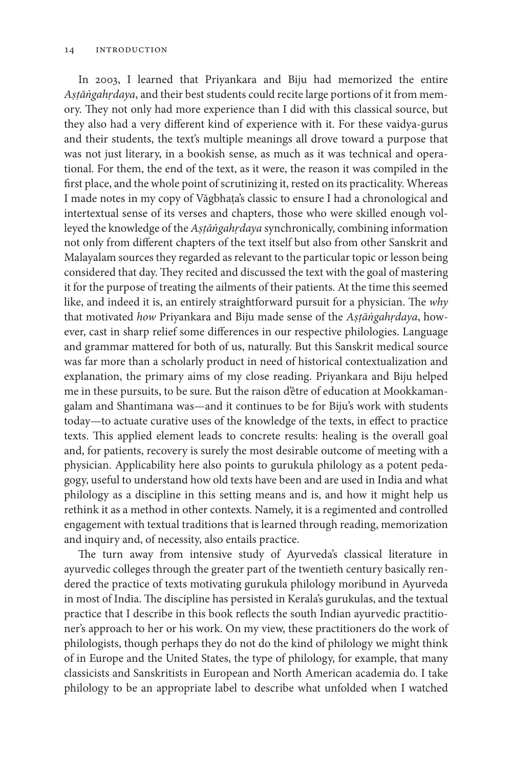In 2003, I learned that Priyankara and Biju had memorized the entire *Aṣṭāṅgahṛdaya*, and their best students could recite large portions of it from memory. They not only had more experience than I did with this classical source, but they also had a very different kind of experience with it. For these vaidya-gurus and their students, the text's multiple meanings all drove toward a purpose that was not just literary, in a bookish sense, as much as it was technical and operational. For them, the end of the text, as it were, the reason it was compiled in the first place, and the whole point of scrutinizing it, rested on its practicality. Whereas I made notes in my copy of Vāgbhaṭa's classic to ensure I had a chronological and intertextual sense of its verses and chapters, those who were skilled enough volleyed the knowledge of the *Aṣṭāṅgahṛdaya* synchronically, combining information not only from different chapters of the text itself but also from other Sanskrit and Malayalam sources they regarded as relevant to the particular topic or lesson being considered that day. They recited and discussed the text with the goal of mastering it for the purpose of treating the ailments of their patients. At the time this seemed like, and indeed it is, an entirely straightforward pursuit for a physician. The *why* that motivated *how* Priyankara and Biju made sense of the *Aṣṭāṅgahṛdaya*, however, cast in sharp relief some differences in our respective philologies. Language and grammar mattered for both of us, naturally. But this Sanskrit medical source was far more than a scholarly product in need of historical contextualization and explanation, the primary aims of my close reading. Priyankara and Biju helped me in these pursuits, to be sure. But the raison d'être of education at Mookkamangalam and Shantimana was—and it continues to be for Biju's work with students today—to actuate curative uses of the knowledge of the texts, in effect to practice texts. This applied element leads to concrete results: healing is the overall goal and, for patients, recovery is surely the most desirable outcome of meeting with a physician. Applicability here also points to gurukula philology as a potent pedagogy, useful to understand how old texts have been and are used in India and what philology as a discipline in this setting means and is, and how it might help us rethink it as a method in other contexts. Namely, it is a regimented and controlled engagement with textual traditions that is learned through reading, memorization and inquiry and, of necessity, also entails practice.

The turn away from intensive study of Ayurveda's classical literature in ayurvedic colleges through the greater part of the twentieth century basically rendered the practice of texts motivating gurukula philology moribund in Ayurveda in most of India. The discipline has persisted in Kerala's gurukulas, and the textual practice that I describe in this book reflects the south Indian ayurvedic practitioner's approach to her or his work. On my view, these practitioners do the work of philologists, though perhaps they do not do the kind of philology we might think of in Europe and the United States, the type of philology, for example, that many classicists and Sanskritists in European and North American academia do. I take philology to be an appropriate label to describe what unfolded when I watched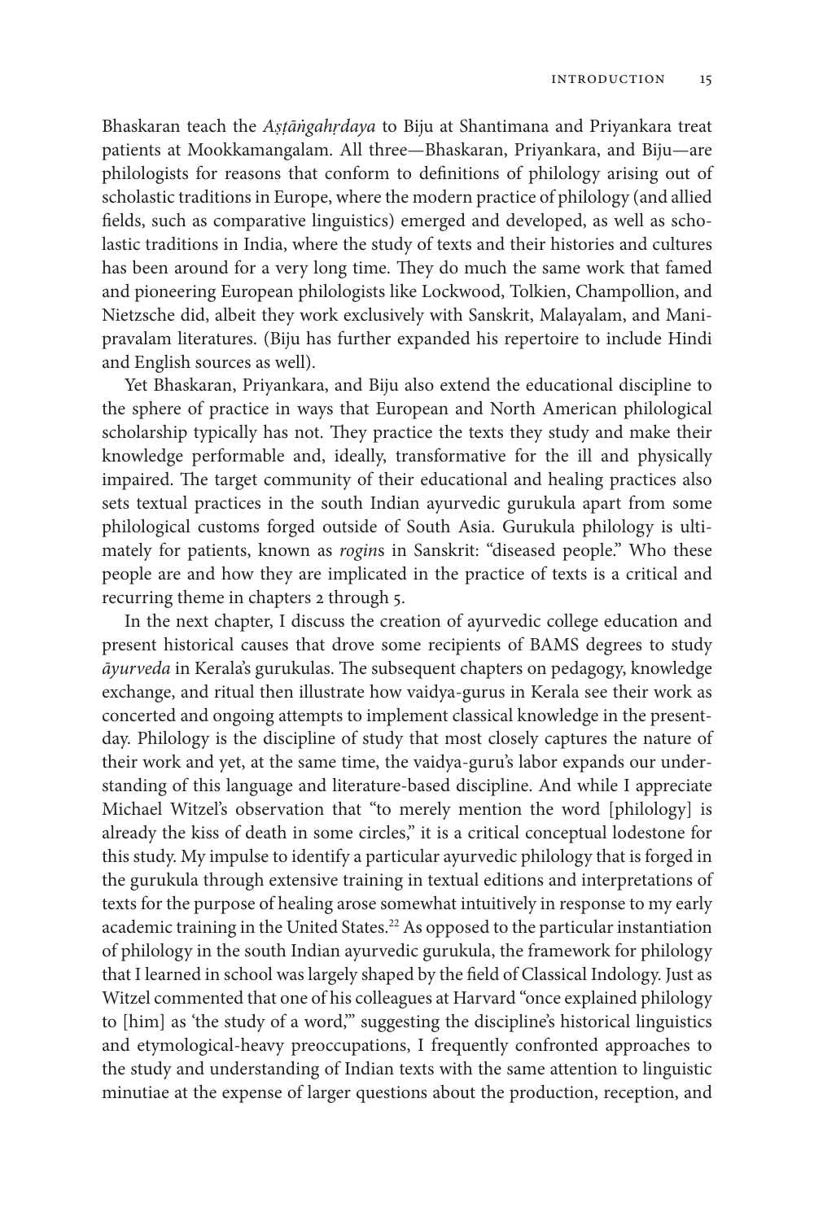Bhaskaran teach the *Aṣṭāṅgahṛdaya* to Biju at Shantimana and Priyankara treat patients at Mookkamangalam. All three—Bhaskaran, Priyankara, and Biju—are philologists for reasons that conform to definitions of philology arising out of scholastic traditions in Europe, where the modern practice of philology (and allied fields, such as comparative linguistics) emerged and developed, as well as scholastic traditions in India, where the study of texts and their histories and cultures has been around for a very long time. They do much the same work that famed and pioneering European philologists like Lockwood, Tolkien, Champollion, and Nietzsche did, albeit they work exclusively with Sanskrit, Malayalam, and Manipravalam literatures. (Biju has further expanded his repertoire to include Hindi and English sources as well).

Yet Bhaskaran, Priyankara, and Biju also extend the educational discipline to the sphere of practice in ways that European and North American philological scholarship typically has not. They practice the texts they study and make their knowledge performable and, ideally, transformative for the ill and physically impaired. The target community of their educational and healing practices also sets textual practices in the south Indian ayurvedic gurukula apart from some philological customs forged outside of South Asia. Gurukula philology is ultimately for patients, known as *rogin*s in Sanskrit: "diseased people." Who these people are and how they are implicated in the practice of texts is a critical and recurring theme in chapters 2 through 5.

In the next chapter, I discuss the creation of ayurvedic college education and present historical causes that drove some recipients of BAMS degrees to study *āyurveda* in Kerala's gurukulas. The subsequent chapters on pedagogy, knowledge exchange, and ritual then illustrate how vaidya-gurus in Kerala see their work as concerted and ongoing attempts to implement classical knowledge in the present-day. Philology is the discipline of study that most closely captures the nature of their work and yet, at the same time, the vaidya-guru's labor expands our understanding of this language and literature-based discipline. And while I appreciate Michael Witzel's observation that "to merely mention the word [philology] is already the kiss of death in some circles," it is a critical conceptual lodestone for this study. My impulse to identify a particular ayurvedic philology that is forged in the gurukula through extensive training in textual editions and interpretations of texts for the purpose of healing arose somewhat intuitively in response to my early academic training in the United States.[22] As opposed to the particular instantiation of philology in the south Indian ayurvedic gurukula, the framework for philology that I learned in school was largely shaped by the field of Classical Indology. Just as Witzel commented that one of his colleagues at Harvard "once explained philology to [him] as 'the study of a word,'" suggesting the discipline's historical linguistics and etymological-heavy preoccupations, I frequently confronted approaches to the study and understanding of Indian texts with the same attention to linguistic minutiae at the expense of larger questions about the production, reception, and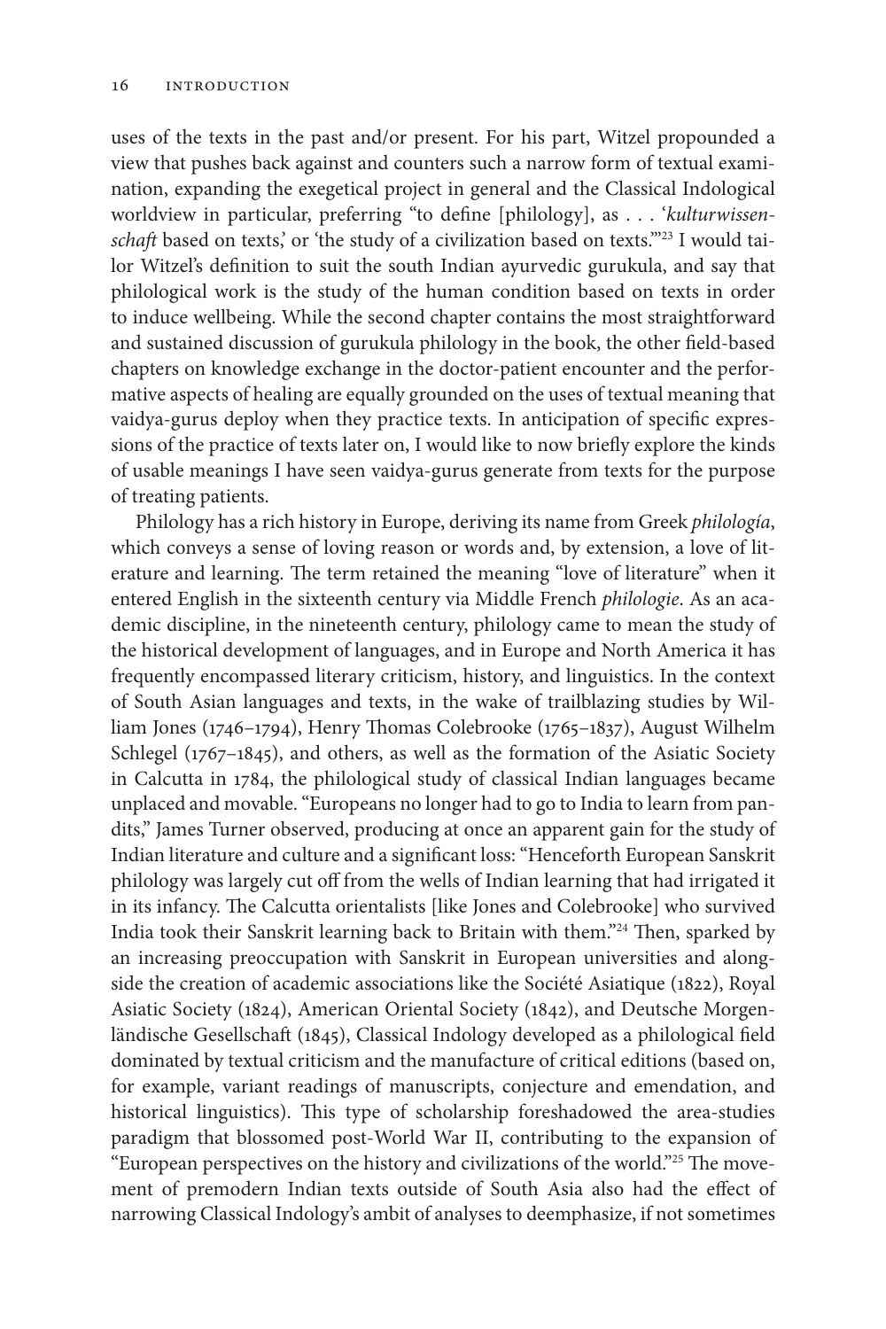uses of the texts in the past and/or present. For his part, Witzel propounded a view that pushes back against and counters such a narrow form of textual examination, expanding the exegetical project in general and the Classical Indological worldview in particular, preferring "to define [philology], as . . . '*kulturwissenschaft* based on texts,' or 'the study of a civilization based on texts.'"[23] I would tailor Witzel's definition to suit the south Indian ayurvedic gurukula, and say that philological work is the study of the human condition based on texts in order to induce wellbeing. While the second chapter contains the most straightforward and sustained discussion of gurukula philology in the book, the other field-based chapters on knowledge exchange in the doctor-patient encounter and the performative aspects of healing are equally grounded on the uses of textual meaning that vaidya-gurus deploy when they practice texts. In anticipation of specific expressions of the practice of texts later on, I would like to now briefly explore the kinds of usable meanings I have seen vaidya-gurus generate from texts for the purpose of treating patients.

Philology has a rich history in Europe, deriving its name from Greek *philología*, which conveys a sense of loving reason or words and, by extension, a love of literature and learning. The term retained the meaning "love of literature" when it entered English in the sixteenth century via Middle French *philologie*. As an academic discipline, in the nineteenth century, philology came to mean the study of the historical development of languages, and in Europe and North America it has frequently encompassed literary criticism, history, and linguistics. In the context of South Asian languages and texts, in the wake of trailblazing studies by William Jones (1746–1794), Henry Thomas Colebrooke (1765–1837), August Wilhelm Schlegel (1767–1845), and others, as well as the formation of the Asiatic Society in Calcutta in 1784, the philological study of classical Indian languages became unplaced and movable. "Europeans no longer had to go to India to learn from pandits," James Turner observed, producing at once an apparent gain for the study of Indian literature and culture and a significant loss: "Henceforth European Sanskrit philology was largely cut off from the wells of Indian learning that had irrigated it in its infancy. The Calcutta orientalists [like Jones and Colebrooke] who survived India took their Sanskrit learning back to Britain with them."[24] Then, sparked by an increasing preoccupation with Sanskrit in European universities and alongside the creation of academic associations like the Société Asiatique (1822), Royal Asiatic Society (1824), American Oriental Society (1842), and Deutsche Morgenländische Gesellschaft (1845), Classical Indology developed as a philological field dominated by textual criticism and the manufacture of critical editions (based on, for example, variant readings of manuscripts, conjecture and emendation, and historical linguistics). This type of scholarship foreshadowed the area-studies paradigm that blossomed post-World War II, contributing to the expansion of "European perspectives on the history and civilizations of the world."[25] The movement of premodern Indian texts outside of South Asia also had the effect of narrowing Classical Indology's ambit of analyses to deemphasize, if not sometimes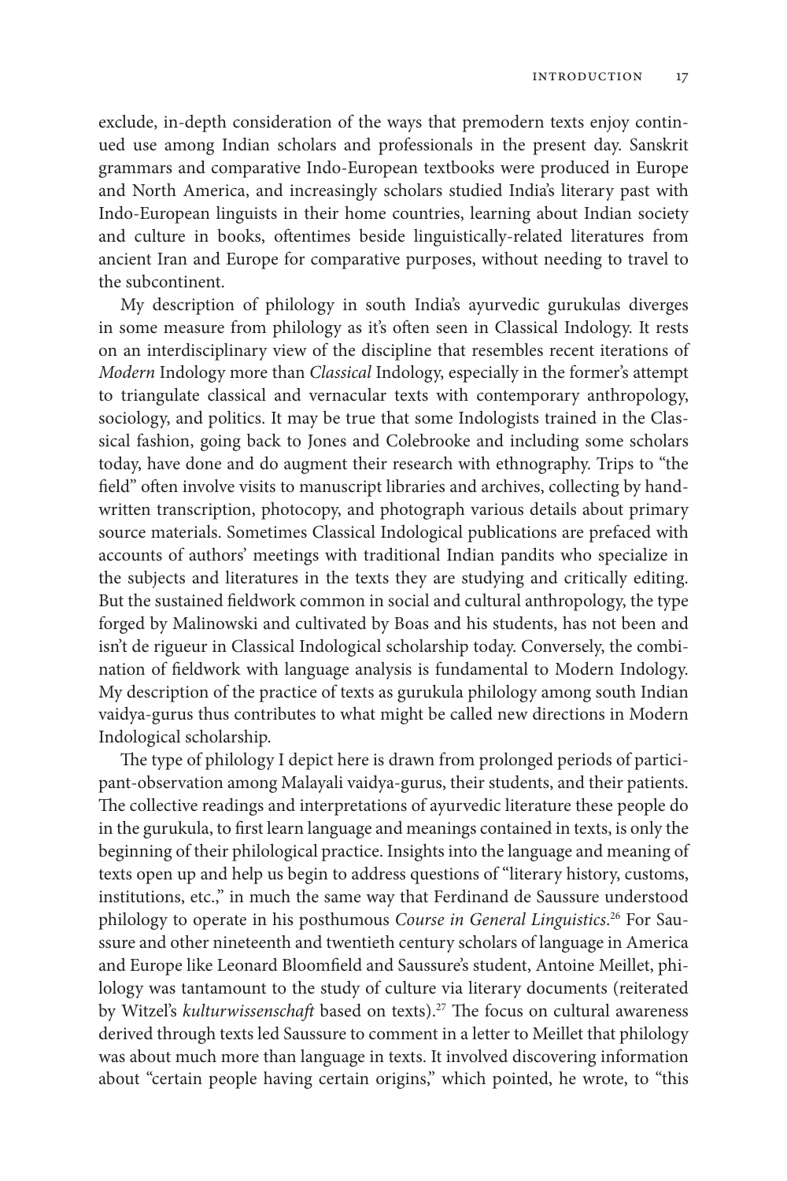exclude, in-depth consideration of the ways that premodern texts enjoy continued use among Indian scholars and professionals in the present day. Sanskrit grammars and comparative Indo-European textbooks were produced in Europe and North America, and increasingly scholars studied India's literary past with Indo-European linguists in their home countries, learning about Indian society and culture in books, oftentimes beside linguistically-related literatures from ancient Iran and Europe for comparative purposes, without needing to travel to the subcontinent.

My description of philology in south India's ayurvedic gurukulas diverges in some measure from philology as it's often seen in Classical Indology. It rests on an interdisciplinary view of the discipline that resembles recent iterations of *Modern* Indology more than *Classical* Indology, especially in the former's attempt to triangulate classical and vernacular texts with contemporary anthropology, sociology, and politics. It may be true that some Indologists trained in the Classical fashion, going back to Jones and Colebrooke and including some scholars today, have done and do augment their research with ethnography. Trips to "the field" often involve visits to manuscript libraries and archives, collecting by handwritten transcription, photocopy, and photograph various details about primary source materials. Sometimes Classical Indological publications are prefaced with accounts of authors' meetings with traditional Indian pandits who specialize in the subjects and literatures in the texts they are studying and critically editing. But the sustained fieldwork common in social and cultural anthropology, the type forged by Malinowski and cultivated by Boas and his students, has not been and isn't de rigueur in Classical Indological scholarship today. Conversely, the combination of fieldwork with language analysis is fundamental to Modern Indology. My description of the practice of texts as gurukula philology among south Indian vaidya-gurus thus contributes to what might be called new directions in Modern Indological scholarship.

The type of philology I depict here is drawn from prolonged periods of participant-observation among Malayali vaidya-gurus, their students, and their patients. The collective readings and interpretations of ayurvedic literature these people do in the gurukula, to first learn language and meanings contained in texts, is only the beginning of their philological practice. Insights into the language and meaning of texts open up and help us begin to address questions of "literary history, customs, institutions, etc.," in much the same way that Ferdinand de Saussure understood philology to operate in his posthumous *Course in General Linguistics*.[26] For Saussure and other nineteenth and twentieth century scholars of language in America and Europe like Leonard Bloomfield and Saussure's student, Antoine Meillet, philology was tantamount to the study of culture via literary documents (reiterated by Witzel's *kulturwissenschaft* based on texts).[27] The focus on cultural awareness derived through texts led Saussure to comment in a letter to Meillet that philology was about much more than language in texts. It involved discovering information about "certain people having certain origins," which pointed, he wrote, to "this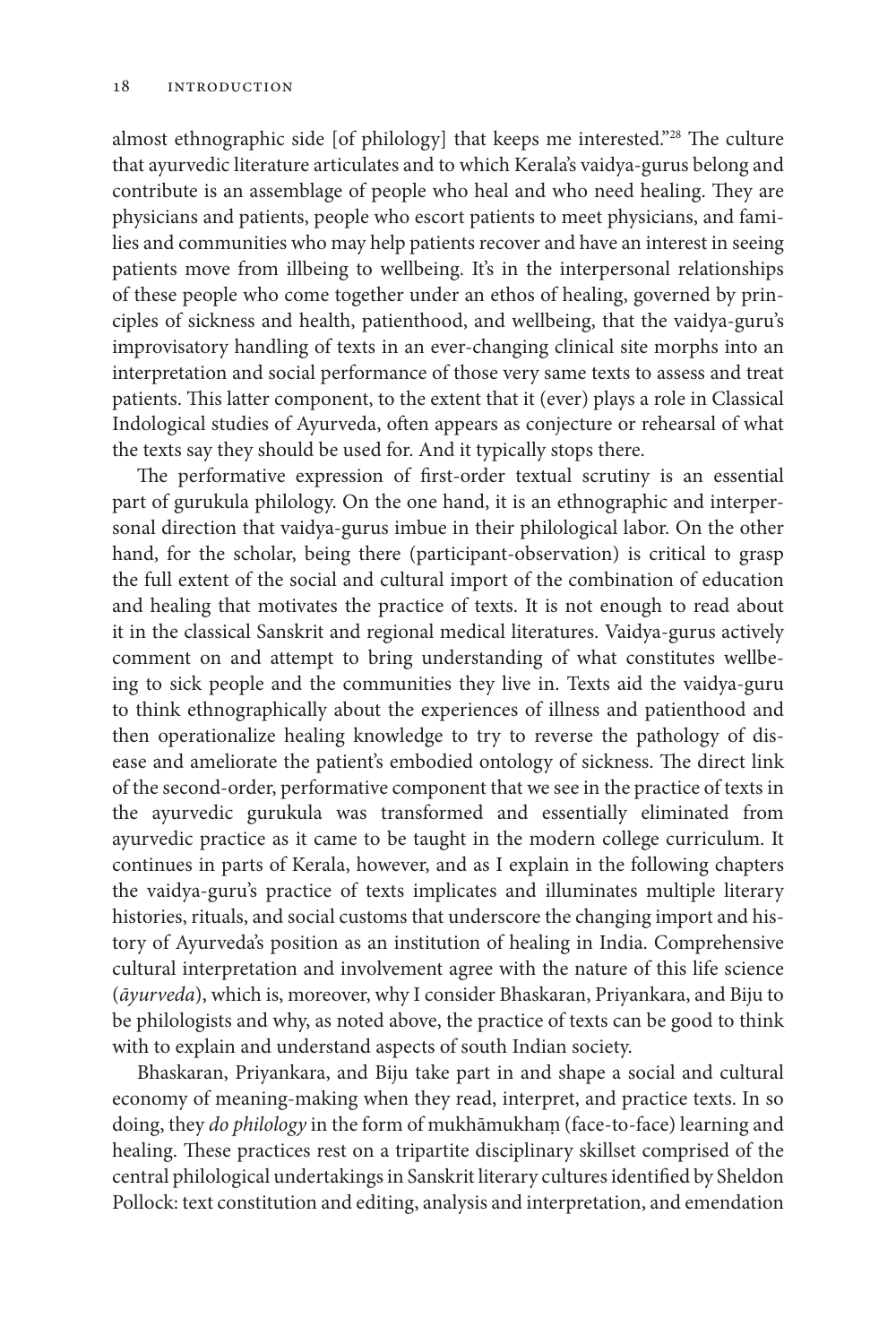almost ethnographic side [of philology] that keeps me interested."[28] The culture that ayurvedic literature articulates and to which Kerala's vaidya-gurus belong and contribute is an assemblage of people who heal and who need healing. They are physicians and patients, people who escort patients to meet physicians, and families and communities who may help patients recover and have an interest in seeing patients move from illbeing to wellbeing. It's in the interpersonal relationships of these people who come together under an ethos of healing, governed by principles of sickness and health, patienthood, and wellbeing, that the vaidya-guru's improvisatory handling of texts in an ever-changing clinical site morphs into an interpretation and social performance of those very same texts to assess and treat patients. This latter component, to the extent that it (ever) plays a role in Classical Indological studies of Ayurveda, often appears as conjecture or rehearsal of what the texts say they should be used for. And it typically stops there.

The performative expression of first-order textual scrutiny is an essential part of gurukula philology. On the one hand, it is an ethnographic and interpersonal direction that vaidya-gurus imbue in their philological labor. On the other hand, for the scholar, being there (participant-observation) is critical to grasp the full extent of the social and cultural import of the combination of education and healing that motivates the practice of texts. It is not enough to read about it in the classical Sanskrit and regional medical literatures. Vaidya-gurus actively comment on and attempt to bring understanding of what constitutes wellbeing to sick people and the communities they live in. Texts aid the vaidya-guru to think ethnographically about the experiences of illness and patienthood and then operationalize healing knowledge to try to reverse the pathology of disease and ameliorate the patient's embodied ontology of sickness. The direct link of the second-order, performative component that we see in the practice of texts in the ayurvedic gurukula was transformed and essentially eliminated from ayurvedic practice as it came to be taught in the modern college curriculum. It continues in parts of Kerala, however, and as I explain in the following chapters the vaidya-guru's practice of texts implicates and illuminates multiple literary histories, rituals, and social customs that underscore the changing import and history of Ayurveda's position as an institution of healing in India. Comprehensive cultural interpretation and involvement agree with the nature of this life science (*āyurveda*), which is, moreover, why I consider Bhaskaran, Priyankara, and Biju to be philologists and why, as noted above, the practice of texts can be good to think with to explain and understand aspects of south Indian society.

Bhaskaran, Priyankara, and Biju take part in and shape a social and cultural economy of meaning-making when they read, interpret, and practice texts. In so doing, they *do philology* in the form of mukhāmukhaṃ (face-to-face) learning and healing. These practices rest on a tripartite disciplinary skillset comprised of the central philological undertakings in Sanskrit literary cultures identified by Sheldon Pollock: text constitution and editing, analysis and interpretation, and emendation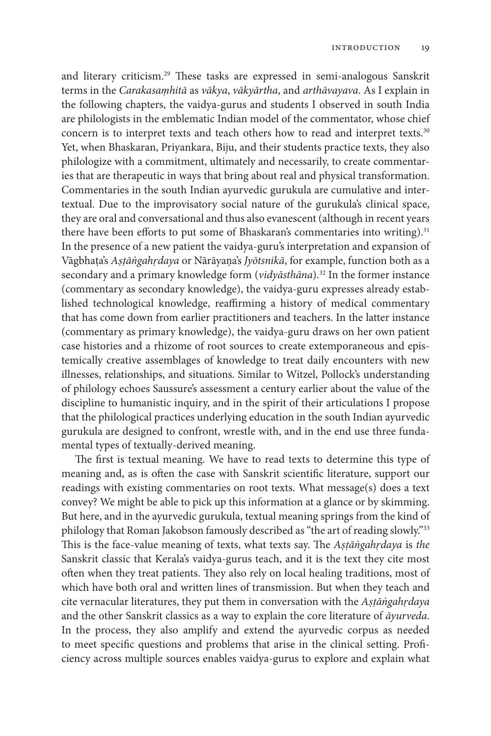and literary criticism.[29] These tasks are expressed in semi-analogous Sanskrit terms in the *Carakasaṃhitā* as *vākya*, *vākyārtha*, and *arthāvayava*. As I explain in the following chapters, the vaidya-gurus and students I observed in south India are philologists in the emblematic Indian model of the commentator, whose chief concern is to interpret texts and teach others how to read and interpret texts.[30] Yet, when Bhaskaran, Priyankara, Biju, and their students practice texts, they also philologize with a commitment, ultimately and necessarily, to create commentaries that are therapeutic in ways that bring about real and physical transformation. Commentaries in the south Indian ayurvedic gurukula are cumulative and intertextual. Due to the improvisatory social nature of the gurukula's clinical space, they are oral and conversational and thus also evanescent (although in recent years there have been efforts to put some of Bhaskaran's commentaries into writing).[31] In the presence of a new patient the vaidya-guru's interpretation and expansion of Vāgbhaṭa's *Aṣṭāṅgahṛdaya* or Nārāyaṇa's *Jyōtsnikā*, for example, function both as a secondary and a primary knowledge form (*vidyāsthāna*).[32] In the former instance (commentary as secondary knowledge), the vaidya-guru expresses already established technological knowledge, reaffirming a history of medical commentary that has come down from earlier practitioners and teachers. In the latter instance (commentary as primary knowledge), the vaidya-guru draws on her own patient case histories and a rhizome of root sources to create extemporaneous and epistemically creative assemblages of knowledge to treat daily encounters with new illnesses, relationships, and situations. Similar to Witzel, Pollock's understanding of philology echoes Saussure's assessment a century earlier about the value of the discipline to humanistic inquiry, and in the spirit of their articulations I propose that the philological practices underlying education in the south Indian ayurvedic gurukula are designed to confront, wrestle with, and in the end use three fundamental types of textually-derived meaning.

The first is textual meaning. We have to read texts to determine this type of meaning and, as is often the case with Sanskrit scientific literature, support our readings with existing commentaries on root texts. What message(s) does a text convey? We might be able to pick up this information at a glance or by skimming. But here, and in the ayurvedic gurukula, textual meaning springs from the kind of philology that Roman Jakobson famously described as "the art of reading slowly."[33] This is the face-value meaning of texts, what texts say. The *Aṣṭāṅgahṛdaya* is *the* Sanskrit classic that Kerala's vaidya-gurus teach, and it is the text they cite most often when they treat patients. They also rely on local healing traditions, most of which have both oral and written lines of transmission. But when they teach and cite vernacular literatures, they put them in conversation with the *Aṣṭāṅgahṛdaya* and the other Sanskrit classics as a way to explain the core literature of *āyurveda*. In the process, they also amplify and extend the ayurvedic corpus as needed to meet specific questions and problems that arise in the clinical setting. Proficiency across multiple sources enables vaidya-gurus to explore and explain what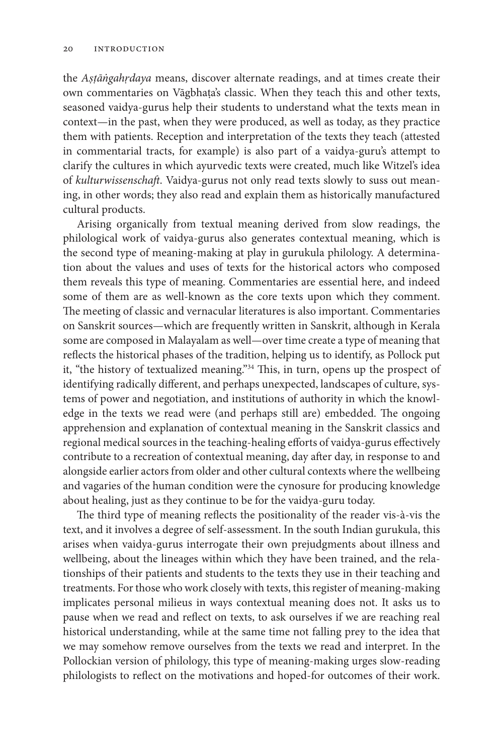the *Aṣṭāṅgahṛdaya* means, discover alternate readings, and at times create their own commentaries on Vāgbhaṭa's classic. When they teach this and other texts, seasoned vaidya-gurus help their students to understand what the texts mean in context—in the past, when they were produced, as well as today, as they practice them with patients. Reception and interpretation of the texts they teach (attested in commentarial tracts, for example) is also part of a vaidya-guru's attempt to clarify the cultures in which ayurvedic texts were created, much like Witzel's idea of *kulturwissenschaft*. Vaidya-gurus not only read texts slowly to suss out meaning, in other words; they also read and explain them as historically manufactured cultural products.

Arising organically from textual meaning derived from slow readings, the philological work of vaidya-gurus also generates contextual meaning, which is the second type of meaning-making at play in gurukula philology. A determination about the values and uses of texts for the historical actors who composed them reveals this type of meaning. Commentaries are essential here, and indeed some of them are as well-known as the core texts upon which they comment. The meeting of classic and vernacular literatures is also important. Commentaries on Sanskrit sources—which are frequently written in Sanskrit, although in Kerala some are composed in Malayalam as well—over time create a type of meaning that reflects the historical phases of the tradition, helping us to identify, as Pollock put it, "the history of textualized meaning."[34] This, in turn, opens up the prospect of identifying radically different, and perhaps unexpected, landscapes of culture, systems of power and negotiation, and institutions of authority in which the knowledge in the texts we read were (and perhaps still are) embedded. The ongoing apprehension and explanation of contextual meaning in the Sanskrit classics and regional medical sources in the teaching-healing efforts of vaidya-gurus effectively contribute to a recreation of contextual meaning, day after day, in response to and alongside earlier actors from older and other cultural contexts where the wellbeing and vagaries of the human condition were the cynosure for producing knowledge about healing, just as they continue to be for the vaidya-guru today.

The third type of meaning reflects the positionality of the reader vis-à-vis the text, and it involves a degree of self-assessment. In the south Indian gurukula, this arises when vaidya-gurus interrogate their own prejudgments about illness and wellbeing, about the lineages within which they have been trained, and the relationships of their patients and students to the texts they use in their teaching and treatments. For those who work closely with texts, this register of meaning-making implicates personal milieus in ways contextual meaning does not. It asks us to pause when we read and reflect on texts, to ask ourselves if we are reaching real historical understanding, while at the same time not falling prey to the idea that we may somehow remove ourselves from the texts we read and interpret. In the Pollockian version of philology, this type of meaning-making urges slow-reading philologists to reflect on the motivations and hoped-for outcomes of their work.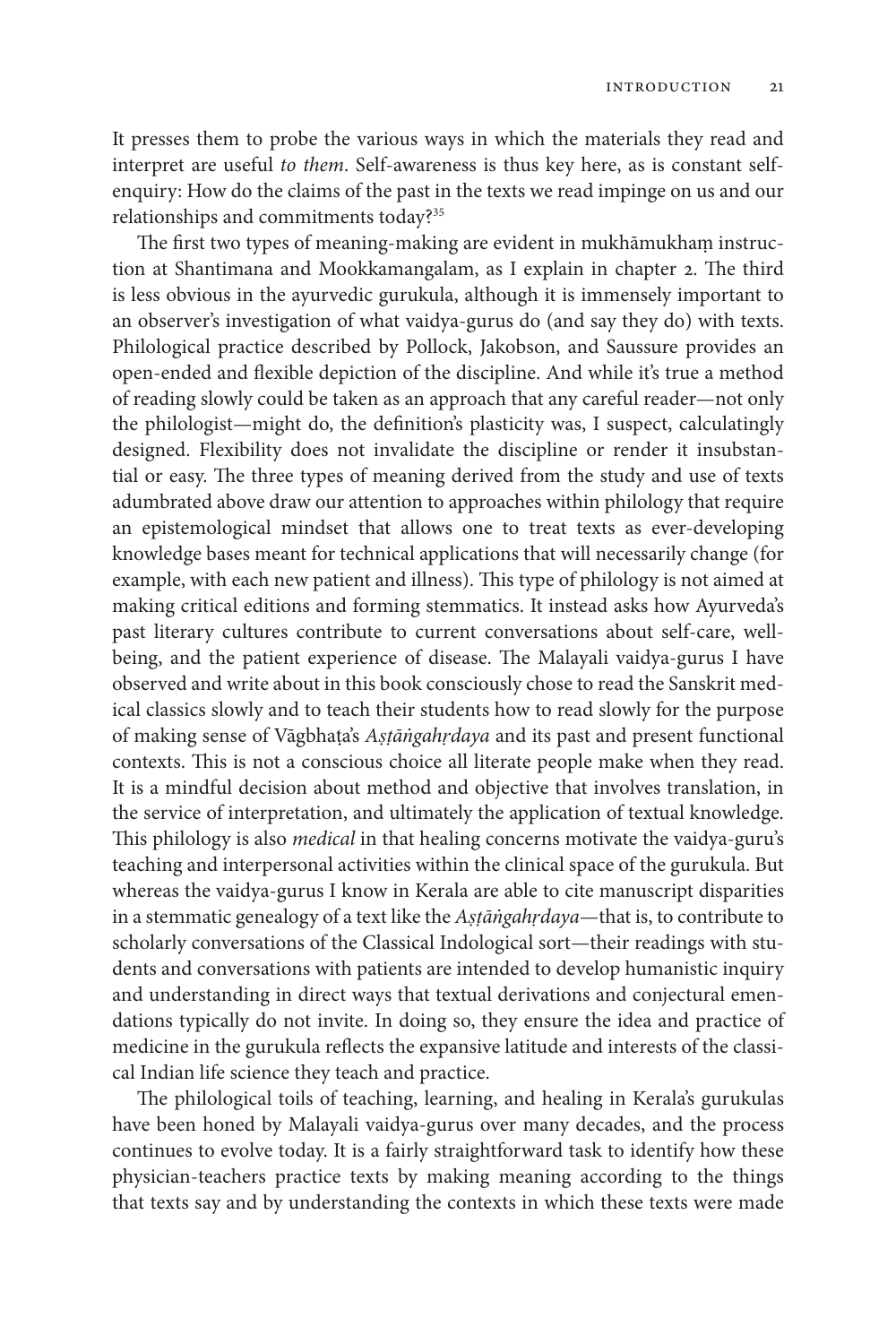It presses them to probe the various ways in which the materials they read and interpret are useful *to them*. Self-awareness is thus key here, as is constant self-enquiry: How do the claims of the past in the texts we read impinge on us and our relationships and commitments today?[35]

The first two types of meaning-making are evident in mukhāmukhaṃ instruction at Shantimana and Mookkamangalam, as I explain in chapter 2. The third is less obvious in the ayurvedic gurukula, although it is immensely important to an observer's investigation of what vaidya-gurus do (and say they do) with texts. Philological practice described by Pollock, Jakobson, and Saussure provides an open-ended and flexible depiction of the discipline. And while it's true a method of reading slowly could be taken as an approach that any careful reader—not only the philologist—might do, the definition's plasticity was, I suspect, calculatingly designed. Flexibility does not invalidate the discipline or render it insubstantial or easy. The three types of meaning derived from the study and use of texts adumbrated above draw our attention to approaches within philology that require an epistemological mindset that allows one to treat texts as ever-developing knowledge bases meant for technical applications that will necessarily change (for example, with each new patient and illness). This type of philology is not aimed at making critical editions and forming stemmatics. It instead asks how Ayurveda's past literary cultures contribute to current conversations about self-care, well-being, and the patient experience of disease. The Malayali vaidya-gurus I have observed and write about in this book consciously chose to read the Sanskrit medical classics slowly and to teach their students how to read slowly for the purpose of making sense of Vāgbhaṭa's *Aṣṭāṅgahṛdaya* and its past and present functional contexts. This is not a conscious choice all literate people make when they read. It is a mindful decision about method and objective that involves translation, in the service of interpretation, and ultimately the application of textual knowledge. This philology is also *medical* in that healing concerns motivate the vaidya-guru's teaching and interpersonal activities within the clinical space of the gurukula. But whereas the vaidya-gurus I know in Kerala are able to cite manuscript disparities in a stemmatic genealogy of a text like the *Aṣṭāṅgahṛdaya*—that is, to contribute to scholarly conversations of the Classical Indological sort—their readings with students and conversations with patients are intended to develop humanistic inquiry and understanding in direct ways that textual derivations and conjectural emendations typically do not invite. In doing so, they ensure the idea and practice of medicine in the gurukula reflects the expansive latitude and interests of the classical Indian life science they teach and practice.

The philological toils of teaching, learning, and healing in Kerala's gurukulas have been honed by Malayali vaidya-gurus over many decades, and the process continues to evolve today. It is a fairly straightforward task to identify how these physician-teachers practice texts by making meaning according to the things that texts say and by understanding the contexts in which these texts were made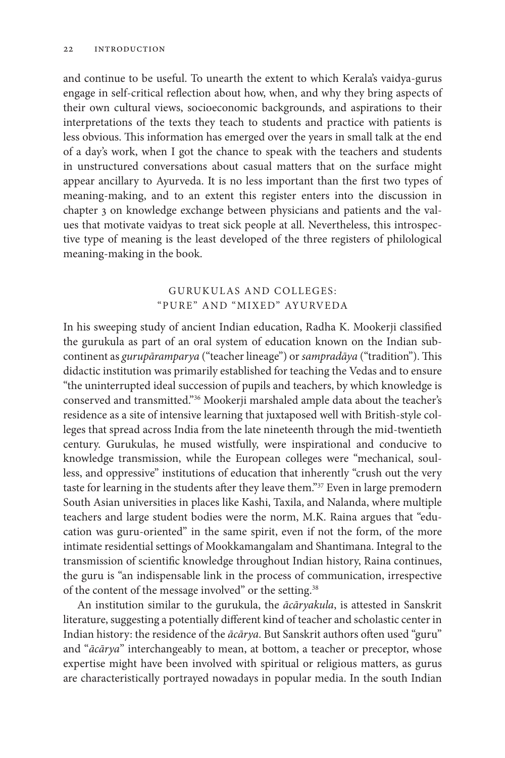and continue to be useful. To unearth the extent to which Kerala's vaidya-gurus engage in self-critical reflection about how, when, and why they bring aspects of their own cultural views, socioeconomic backgrounds, and aspirations to their interpretations of the texts they teach to students and practice with patients is less obvious. This information has emerged over the years in small talk at the end of a day's work, when I got the chance to speak with the teachers and students in unstructured conversations about casual matters that on the surface might appear ancillary to Ayurveda. It is no less important than the first two types of meaning-making, and to an extent this register enters into the discussion in chapter 3 on knowledge exchange between physicians and patients and the values that motivate vaidyas to treat sick people at all. Nevertheless, this introspective type of meaning is the least developed of the three registers of philological meaning-making in the book.

## GURUKULAS AND COLLEGES: "PURE" AND "MIXED" AYURVEDA

In his sweeping study of ancient Indian education, Radha K. Mookerji classified the gurukula as part of an oral system of education known on the Indian subcontinent as *gurupāramparya* ("teacher lineage") or *sampradāya* ("tradition"). This didactic institution was primarily established for teaching the Vedas and to ensure "the uninterrupted ideal succession of pupils and teachers, by which knowledge is conserved and transmitted."[36] Mookerji marshaled ample data about the teacher's residence as a site of intensive learning that juxtaposed well with British-style colleges that spread across India from the late nineteenth through the mid-twentieth century. Gurukulas, he mused wistfully, were inspirational and conducive to knowledge transmission, while the European colleges were "mechanical, soulless, and oppressive" institutions of education that inherently "crush out the very taste for learning in the students after they leave them."[37] Even in large premodern South Asian universities in places like Kashi, Taxila, and Nalanda, where multiple teachers and large student bodies were the norm, M.K. Raina argues that "education was guru-oriented" in the same spirit, even if not the form, of the more intimate residential settings of Mookkamangalam and Shantimana. Integral to the transmission of scientific knowledge throughout Indian history, Raina continues, the guru is "an indispensable link in the process of communication, irrespective of the content of the message involved" or the setting.[38]

An institution similar to the gurukula, the *ācāryakula*, is attested in Sanskrit literature, suggesting a potentially different kind of teacher and scholastic center in Indian history: the residence of the *ācārya*. But Sanskrit authors often used "guru" and "*ācārya*" interchangeably to mean, at bottom, a teacher or preceptor, whose expertise might have been involved with spiritual or religious matters, as gurus are characteristically portrayed nowadays in popular media. In the south Indian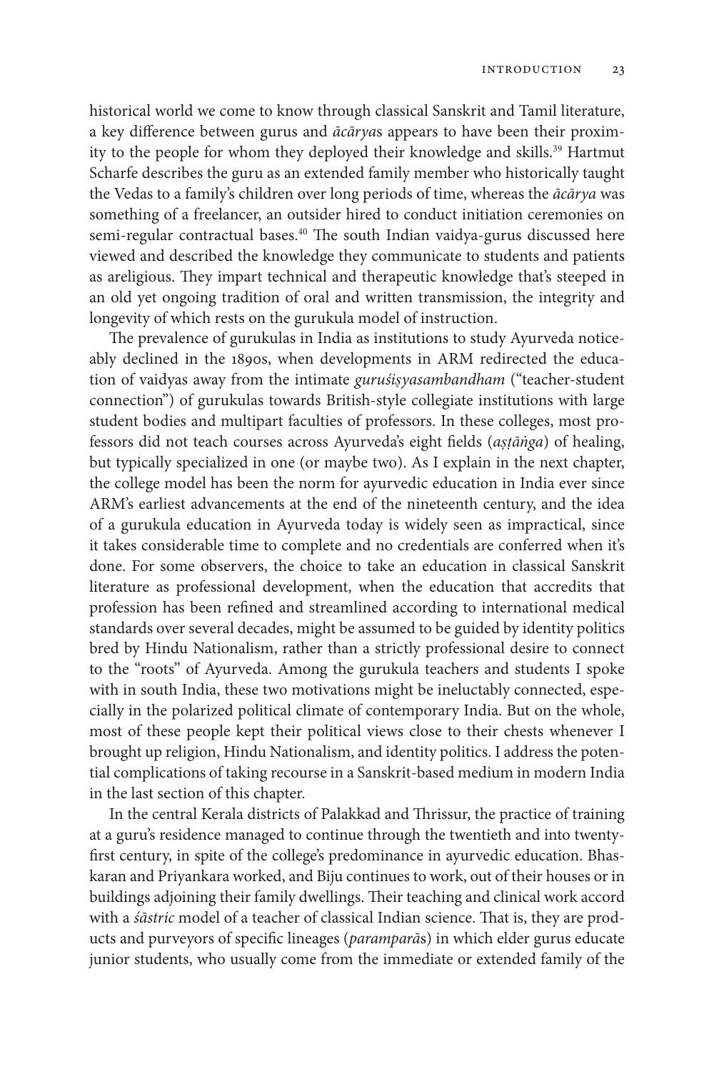historical world we come to know through classical Sanskrit and Tamil literature, a key difference between gurus and *ācārya*s appears to have been their proximity to the people for whom they deployed their knowledge and skills.[39] Hartmut Scharfe describes the guru as an extended family member who historically taught the Vedas to a family's children over long periods of time, whereas the *ācārya* was something of a freelancer, an outsider hired to conduct initiation ceremonies on semi-regular contractual bases.[40] The south Indian vaidya-gurus discussed here viewed and described the knowledge they communicate to students and patients as areligious. They impart technical and therapeutic knowledge that's steeped in an old yet ongoing tradition of oral and written transmission, the integrity and longevity of which rests on the gurukula model of instruction.

The prevalence of gurukulas in India as institutions to study Ayurveda noticeably declined in the 1890s, when developments in ARM redirected the education of vaidyas away from the intimate *guruśiṣyasambandham* ("teacher-student connection") of gurukulas towards British-style collegiate institutions with large student bodies and multipart faculties of professors. In these colleges, most professors did not teach courses across Ayurveda's eight fields (*aṣṭāṅga*) of healing, but typically specialized in one (or maybe two). As I explain in the next chapter, the college model has been the norm for ayurvedic education in India ever since ARM's earliest advancements at the end of the nineteenth century, and the idea of a gurukula education in Ayurveda today is widely seen as impractical, since it takes considerable time to complete and no credentials are conferred when it's done. For some observers, the choice to take an education in classical Sanskrit literature as professional development, when the education that accredits that profession has been refined and streamlined according to international medical standards over several decades, might be assumed to be guided by identity politics bred by Hindu Nationalism, rather than a strictly professional desire to connect to the "roots" of Ayurveda. Among the gurukula teachers and students I spoke with in south India, these two motivations might be ineluctably connected, especially in the polarized political climate of contemporary India. But on the whole, most of these people kept their political views close to their chests whenever I brought up religion, Hindu Nationalism, and identity politics. I address the potential complications of taking recourse in a Sanskrit-based medium in modern India in the last section of this chapter.

In the central Kerala districts of Palakkad and Thrissur, the practice of training at a guru's residence managed to continue through the twentieth and into twenty-first century, in spite of the college's predominance in ayurvedic education. Bhaskaran and Priyankara worked, and Biju continues to work, out of their houses or in buildings adjoining their family dwellings. Their teaching and clinical work accord with a *śāstric* model of a teacher of classical Indian science. That is, they are products and purveyors of specific lineages (*paramparā*s) in which elder gurus educate junior students, who usually come from the immediate or extended family of the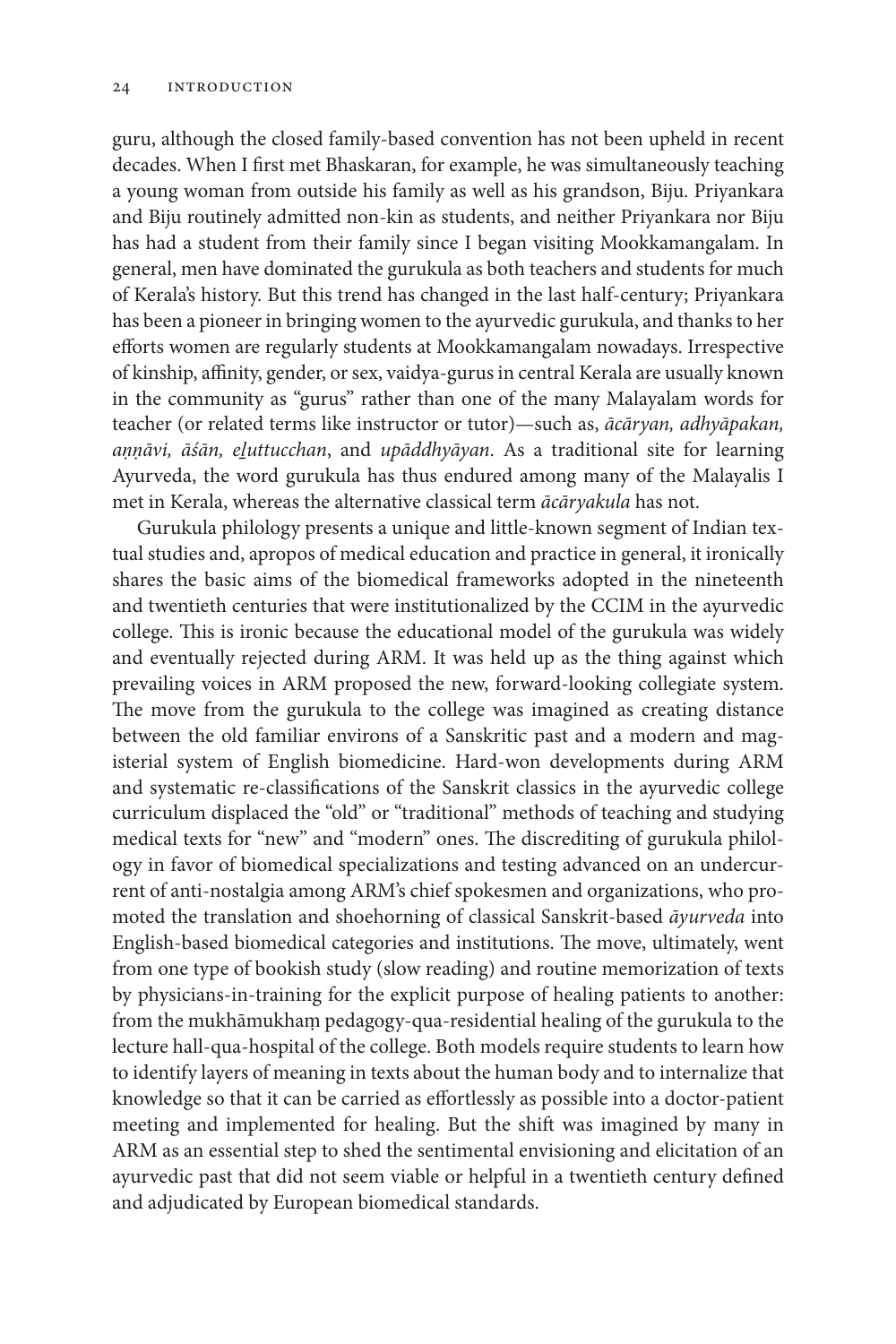guru, although the closed family-based convention has not been upheld in recent decades. When I first met Bhaskaran, for example, he was simultaneously teaching a young woman from outside his family as well as his grandson, Biju. Priyankara and Biju routinely admitted non-kin as students, and neither Priyankara nor Biju has had a student from their family since I began visiting Mookkamangalam. In general, men have dominated the gurukula as both teachers and students for much of Kerala's history. But this trend has changed in the last half-century; Priyankara has been a pioneer in bringing women to the ayurvedic gurukula, and thanks to her efforts women are regularly students at Mookkamangalam nowadays. Irrespective of kinship, affinity, gender, or sex, vaidya-gurus in central Kerala are usually known in the community as "gurus" rather than one of the many Malayalam words for teacher (or related terms like instructor or tutor)—such as, *ācāryan, adhyāpakan, aṇṇāvi, āśān, eḻuttucchan*, and *upāddhyāyan*. As a traditional site for learning Ayurveda, the word gurukula has thus endured among many of the Malayalis I met in Kerala, whereas the alternative classical term *ācāryakula* has not.

Gurukula philology presents a unique and little-known segment of Indian textual studies and, apropos of medical education and practice in general, it ironically shares the basic aims of the biomedical frameworks adopted in the nineteenth and twentieth centuries that were institutionalized by the CCIM in the ayurvedic college. This is ironic because the educational model of the gurukula was widely and eventually rejected during ARM. It was held up as the thing against which prevailing voices in ARM proposed the new, forward-looking collegiate system. The move from the gurukula to the college was imagined as creating distance between the old familiar environs of a Sanskritic past and a modern and magisterial system of English biomedicine. Hard-won developments during ARM and systematic re-classifications of the Sanskrit classics in the ayurvedic college curriculum displaced the "old" or "traditional" methods of teaching and studying medical texts for "new" and "modern" ones. The discrediting of gurukula philology in favor of biomedical specializations and testing advanced on an undercurrent of anti-nostalgia among ARM's chief spokesmen and organizations, who promoted the translation and shoehorning of classical Sanskrit-based *āyurveda* into English-based biomedical categories and institutions. The move, ultimately, went from one type of bookish study (slow reading) and routine memorization of texts by physicians-in-training for the explicit purpose of healing patients to another: from the mukhāmukhaṃ pedagogy-qua-residential healing of the gurukula to the lecture hall-qua-hospital of the college. Both models require students to learn how to identify layers of meaning in texts about the human body and to internalize that knowledge so that it can be carried as effortlessly as possible into a doctor-patient meeting and implemented for healing. But the shift was imagined by many in ARM as an essential step to shed the sentimental envisioning and elicitation of an ayurvedic past that did not seem viable or helpful in a twentieth century defined and adjudicated by European biomedical standards.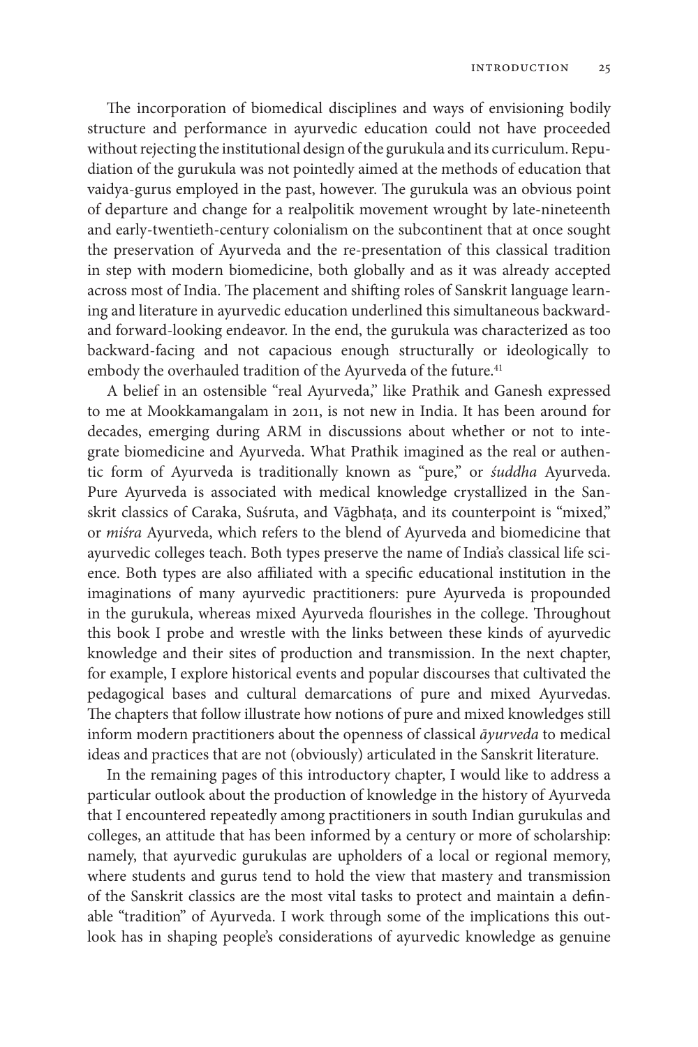The incorporation of biomedical disciplines and ways of envisioning bodily structure and performance in ayurvedic education could not have proceeded without rejecting the institutional design of the gurukula and its curriculum. Repudiation of the gurukula was not pointedly aimed at the methods of education that vaidya-gurus employed in the past, however. The gurukula was an obvious point of departure and change for a realpolitik movement wrought by late-nineteenth and early-twentieth-century colonialism on the subcontinent that at once sought the preservation of Ayurveda and the re-presentation of this classical tradition in step with modern biomedicine, both globally and as it was already accepted across most of India. The placement and shifting roles of Sanskrit language learning and literature in ayurvedic education underlined this simultaneous backward- and forward-looking endeavor. In the end, the gurukula was characterized as too backward-facing and not capacious enough structurally or ideologically to embody the overhauled tradition of the Ayurveda of the future.[41]

A belief in an ostensible "real Ayurveda," like Prathik and Ganesh expressed to me at Mookkamangalam in 2011, is not new in India. It has been around for decades, emerging during ARM in discussions about whether or not to integrate biomedicine and Ayurveda. What Prathik imagined as the real or authentic form of Ayurveda is traditionally known as "pure," or *śuddha* Ayurveda. Pure Ayurveda is associated with medical knowledge crystallized in the Sanskrit classics of Caraka, Suśruta, and Vāgbhaṭa, and its counterpoint is "mixed," or *miśra* Ayurveda, which refers to the blend of Ayurveda and biomedicine that ayurvedic colleges teach. Both types preserve the name of India's classical life science. Both types are also affiliated with a specific educational institution in the imaginations of many ayurvedic practitioners: pure Ayurveda is propounded in the gurukula, whereas mixed Ayurveda flourishes in the college. Throughout this book I probe and wrestle with the links between these kinds of ayurvedic knowledge and their sites of production and transmission. In the next chapter, for example, I explore historical events and popular discourses that cultivated the pedagogical bases and cultural demarcations of pure and mixed Ayurvedas. The chapters that follow illustrate how notions of pure and mixed knowledges still inform modern practitioners about the openness of classical *āyurveda* to medical ideas and practices that are not (obviously) articulated in the Sanskrit literature.

In the remaining pages of this introductory chapter, I would like to address a particular outlook about the production of knowledge in the history of Ayurveda that I encountered repeatedly among practitioners in south Indian gurukulas and colleges, an attitude that has been informed by a century or more of scholarship: namely, that ayurvedic gurukulas are upholders of a local or regional memory, where students and gurus tend to hold the view that mastery and transmission of the Sanskrit classics are the most vital tasks to protect and maintain a definable "tradition" of Ayurveda. I work through some of the implications this outlook has in shaping people's considerations of ayurvedic knowledge as genuine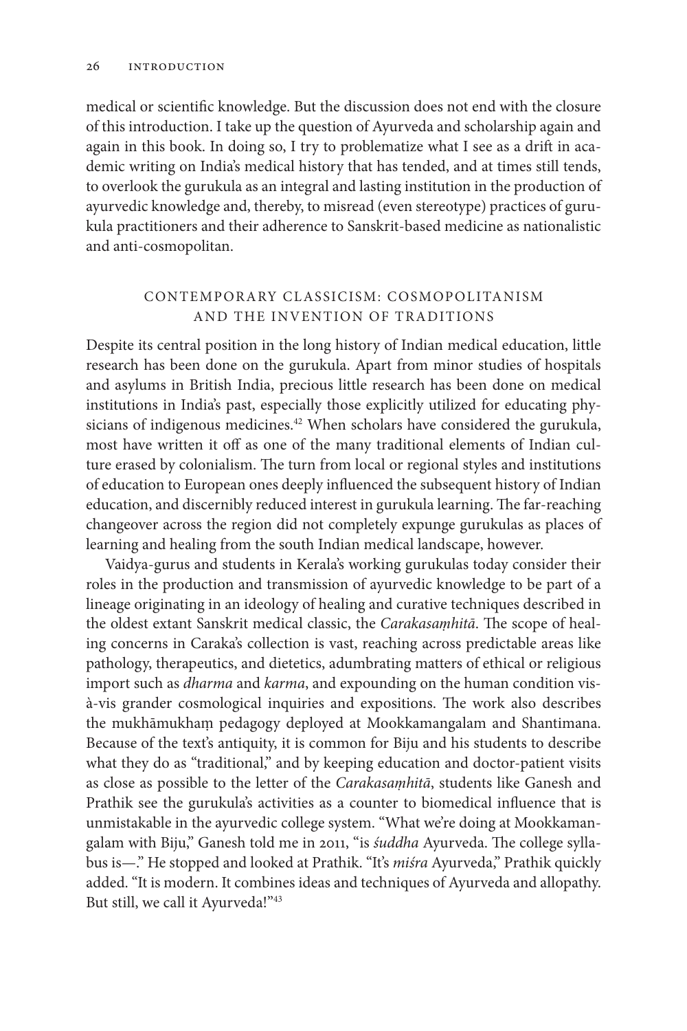medical or scientific knowledge. But the discussion does not end with the closure of this introduction. I take up the question of Ayurveda and scholarship again and again in this book. In doing so, I try to problematize what I see as a drift in academic writing on India's medical history that has tended, and at times still tends, to overlook the gurukula as an integral and lasting institution in the production of ayurvedic knowledge and, thereby, to misread (even stereotype) practices of gurukula practitioners and their adherence to Sanskrit-based medicine as nationalistic and anti-cosmopolitan.

## CONTEMPORARY CLASSICISM: COSMOPOLITANISM AND THE INVENTION OF TRADITIONS

Despite its central position in the long history of Indian medical education, little research has been done on the gurukula. Apart from minor studies of hospitals and asylums in British India, precious little research has been done on medical institutions in India's past, especially those explicitly utilized for educating physicians of indigenous medicines.[42] When scholars have considered the gurukula, most have written it off as one of the many traditional elements of Indian culture erased by colonialism. The turn from local or regional styles and institutions of education to European ones deeply influenced the subsequent history of Indian education, and discernibly reduced interest in gurukula learning. The far-reaching changeover across the region did not completely expunge gurukulas as places of learning and healing from the south Indian medical landscape, however.

Vaidya-gurus and students in Kerala's working gurukulas today consider their roles in the production and transmission of ayurvedic knowledge to be part of a lineage originating in an ideology of healing and curative techniques described in the oldest extant Sanskrit medical classic, the *Carakasaṃhitā*. The scope of healing concerns in Caraka's collection is vast, reaching across predictable areas like pathology, therapeutics, and dietetics, adumbrating matters of ethical or religious import such as *dharma* and *karma*, and expounding on the human condition vis-à-vis grander cosmological inquiries and expositions. The work also describes the mukhāmukhaṃ pedagogy deployed at Mookkamangalam and Shantimana. Because of the text's antiquity, it is common for Biju and his students to describe what they do as "traditional," and by keeping education and doctor-patient visits as close as possible to the letter of the *Carakasaṃhitā*, students like Ganesh and Prathik see the gurukula's activities as a counter to biomedical influence that is unmistakable in the ayurvedic college system. "What we're doing at Mookkamangalam with Biju," Ganesh told me in 2011, "is *śuddha* Ayurveda. The college syllabus is—." He stopped and looked at Prathik. "It's *miśra* Ayurveda," Prathik quickly added. "It is modern. It combines ideas and techniques of Ayurveda and allopathy. But still, we call it Ayurveda!"[43]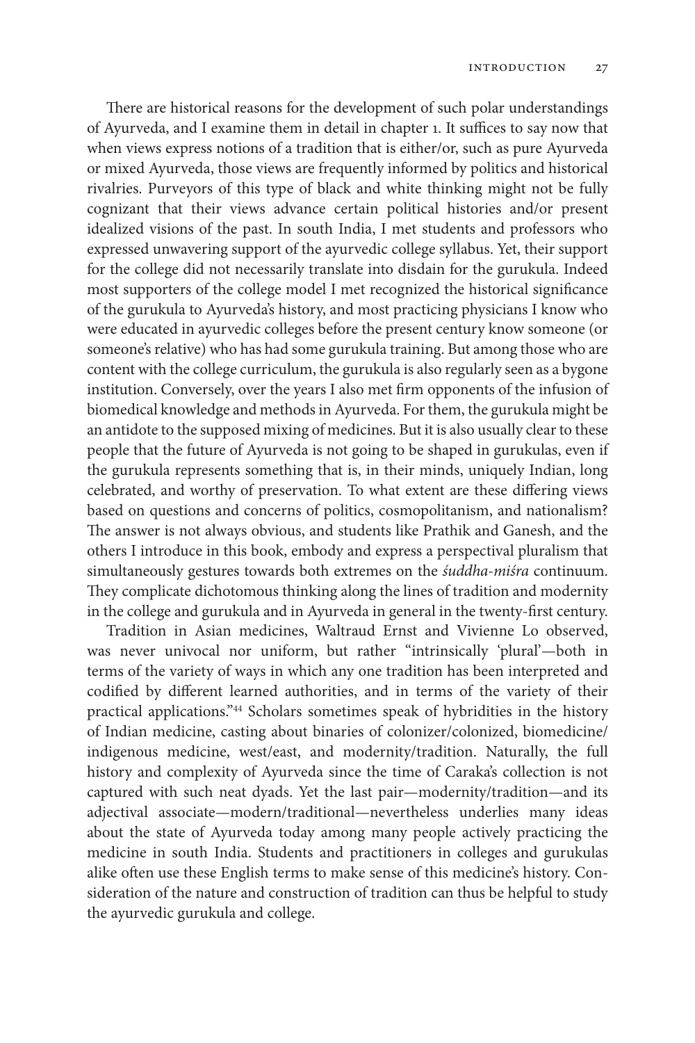There are historical reasons for the development of such polar understandings of Ayurveda, and I examine them in detail in chapter 1. It suffices to say now that when views express notions of a tradition that is either/or, such as pure Ayurveda or mixed Ayurveda, those views are frequently informed by politics and historical rivalries. Purveyors of this type of black and white thinking might not be fully cognizant that their views advance certain political histories and/or present idealized visions of the past. In south India, I met students and professors who expressed unwavering support of the ayurvedic college syllabus. Yet, their support for the college did not necessarily translate into disdain for the gurukula. Indeed most supporters of the college model I met recognized the historical significance of the gurukula to Ayurveda's history, and most practicing physicians I know who were educated in ayurvedic colleges before the present century know someone (or someone's relative) who has had some gurukula training. But among those who are content with the college curriculum, the gurukula is also regularly seen as a bygone institution. Conversely, over the years I also met firm opponents of the infusion of biomedical knowledge and methods in Ayurveda. For them, the gurukula might be an antidote to the supposed mixing of medicines. But it is also usually clear to these people that the future of Ayurveda is not going to be shaped in gurukulas, even if the gurukula represents something that is, in their minds, uniquely Indian, long celebrated, and worthy of preservation. To what extent are these differing views based on questions and concerns of politics, cosmopolitanism, and nationalism? The answer is not always obvious, and students like Prathik and Ganesh, and the others I introduce in this book, embody and express a perspectival pluralism that simultaneously gestures towards both extremes on the *śuddha-miśra* continuum. They complicate dichotomous thinking along the lines of tradition and modernity in the college and gurukula and in Ayurveda in general in the twenty-first century.

Tradition in Asian medicines, Waltraud Ernst and Vivienne Lo observed, was never univocal nor uniform, but rather "intrinsically 'plural'—both in terms of the variety of ways in which any one tradition has been interpreted and codified by different learned authorities, and in terms of the variety of their practical applications."[44] Scholars sometimes speak of hybridities in the history of Indian medicine, casting about binaries of colonizer/colonized, biomedicine/indigenous medicine, west/east, and modernity/tradition. Naturally, the full history and complexity of Ayurveda since the time of Caraka's collection is not captured with such neat dyads. Yet the last pair—modernity/tradition—and its adjectival associate—modern/traditional—nevertheless underlies many ideas about the state of Ayurveda today among many people actively practicing the medicine in south India. Students and practitioners in colleges and gurukulas alike often use these English terms to make sense of this medicine's history. Consideration of the nature and construction of tradition can thus be helpful to study the ayurvedic gurukula and college.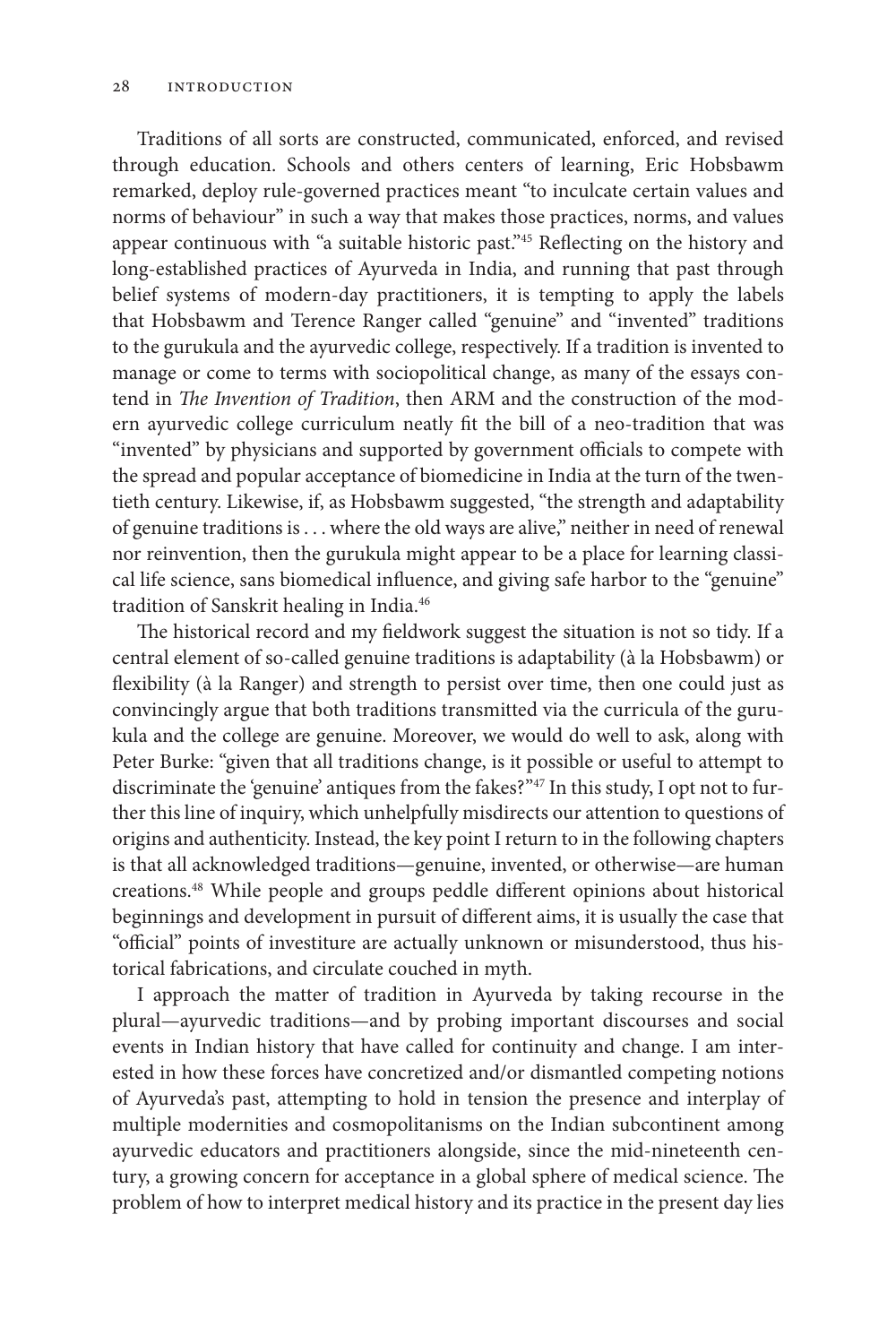Traditions of all sorts are constructed, communicated, enforced, and revised through education. Schools and others centers of learning, Eric Hobsbawm remarked, deploy rule-governed practices meant "to inculcate certain values and norms of behaviour" in such a way that makes those practices, norms, and values appear continuous with "a suitable historic past."[45] Reflecting on the history and long-established practices of Ayurveda in India, and running that past through belief systems of modern-day practitioners, it is tempting to apply the labels that Hobsbawm and Terence Ranger called "genuine" and "invented" traditions to the gurukula and the ayurvedic college, respectively. If a tradition is invented to manage or come to terms with sociopolitical change, as many of the essays contend in *The Invention of Tradition*, then ARM and the construction of the modern ayurvedic college curriculum neatly fit the bill of a neo-tradition that was "invented" by physicians and supported by government officials to compete with the spread and popular acceptance of biomedicine in India at the turn of the twentieth century. Likewise, if, as Hobsbawm suggested, "the strength and adaptability of genuine traditions is . . . where the old ways are alive," neither in need of renewal nor reinvention, then the gurukula might appear to be a place for learning classical life science, sans biomedical influence, and giving safe harbor to the "genuine" tradition of Sanskrit healing in India.[46]

The historical record and my fieldwork suggest the situation is not so tidy. If a central element of so-called genuine traditions is adaptability (à la Hobsbawm) or flexibility (à la Ranger) and strength to persist over time, then one could just as convincingly argue that both traditions transmitted via the curricula of the gurukula and the college are genuine. Moreover, we would do well to ask, along with Peter Burke: "given that all traditions change, is it possible or useful to attempt to discriminate the 'genuine' antiques from the fakes?"[47] In this study, I opt not to further this line of inquiry, which unhelpfully misdirects our attention to questions of origins and authenticity. Instead, the key point I return to in the following chapters is that all acknowledged traditions—genuine, invented, or otherwise—are human creations.[48] While people and groups peddle different opinions about historical beginnings and development in pursuit of different aims, it is usually the case that "official" points of investiture are actually unknown or misunderstood, thus historical fabrications, and circulate couched in myth.

I approach the matter of tradition in Ayurveda by taking recourse in the plural—ayurvedic traditions—and by probing important discourses and social events in Indian history that have called for continuity and change. I am interested in how these forces have concretized and/or dismantled competing notions of Ayurveda's past, attempting to hold in tension the presence and interplay of multiple modernities and cosmopolitanisms on the Indian subcontinent among ayurvedic educators and practitioners alongside, since the mid-nineteenth century, a growing concern for acceptance in a global sphere of medical science. The problem of how to interpret medical history and its practice in the present day lies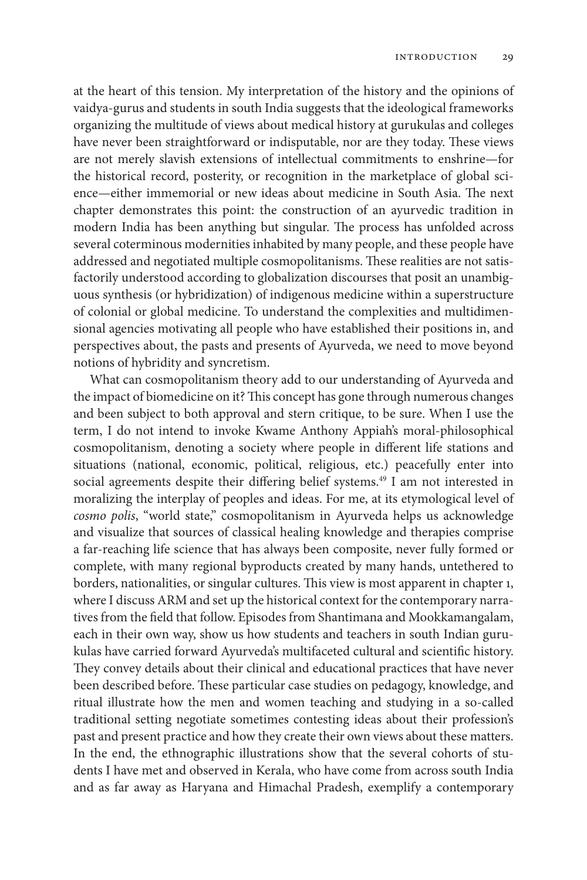at the heart of this tension. My interpretation of the history and the opinions of vaidya-gurus and students in south India suggests that the ideological frameworks organizing the multitude of views about medical history at gurukulas and colleges have never been straightforward or indisputable, nor are they today. These views are not merely slavish extensions of intellectual commitments to enshrine—for the historical record, posterity, or recognition in the marketplace of global science—either immemorial or new ideas about medicine in South Asia. The next chapter demonstrates this point: the construction of an ayurvedic tradition in modern India has been anything but singular. The process has unfolded across several coterminous modernities inhabited by many people, and these people have addressed and negotiated multiple cosmopolitanisms. These realities are not satisfactorily understood according to globalization discourses that posit an unambiguous synthesis (or hybridization) of indigenous medicine within a superstructure of colonial or global medicine. To understand the complexities and multidimensional agencies motivating all people who have established their positions in, and perspectives about, the pasts and presents of Ayurveda, we need to move beyond notions of hybridity and syncretism.

What can cosmopolitanism theory add to our understanding of Ayurveda and the impact of biomedicine on it? This concept has gone through numerous changes and been subject to both approval and stern critique, to be sure. When I use the term, I do not intend to invoke Kwame Anthony Appiah's moral-philosophical cosmopolitanism, denoting a society where people in different life stations and situations (national, economic, political, religious, etc.) peacefully enter into social agreements despite their differing belief systems.[49] I am not interested in moralizing the interplay of peoples and ideas. For me, at its etymological level of *cosmo polis*, "world state," cosmopolitanism in Ayurveda helps us acknowledge and visualize that sources of classical healing knowledge and therapies comprise a far-reaching life science that has always been composite, never fully formed or complete, with many regional byproducts created by many hands, untethered to borders, nationalities, or singular cultures. This view is most apparent in chapter 1, where I discuss ARM and set up the historical context for the contemporary narratives from the field that follow. Episodes from Shantimana and Mookkamangalam, each in their own way, show us how students and teachers in south Indian gurukulas have carried forward Ayurveda's multifaceted cultural and scientific history. They convey details about their clinical and educational practices that have never been described before. These particular case studies on pedagogy, knowledge, and ritual illustrate how the men and women teaching and studying in a so-called traditional setting negotiate sometimes contesting ideas about their profession's past and present practice and how they create their own views about these matters. In the end, the ethnographic illustrations show that the several cohorts of students I have met and observed in Kerala, who have come from across south India and as far away as Haryana and Himachal Pradesh, exemplify a contemporary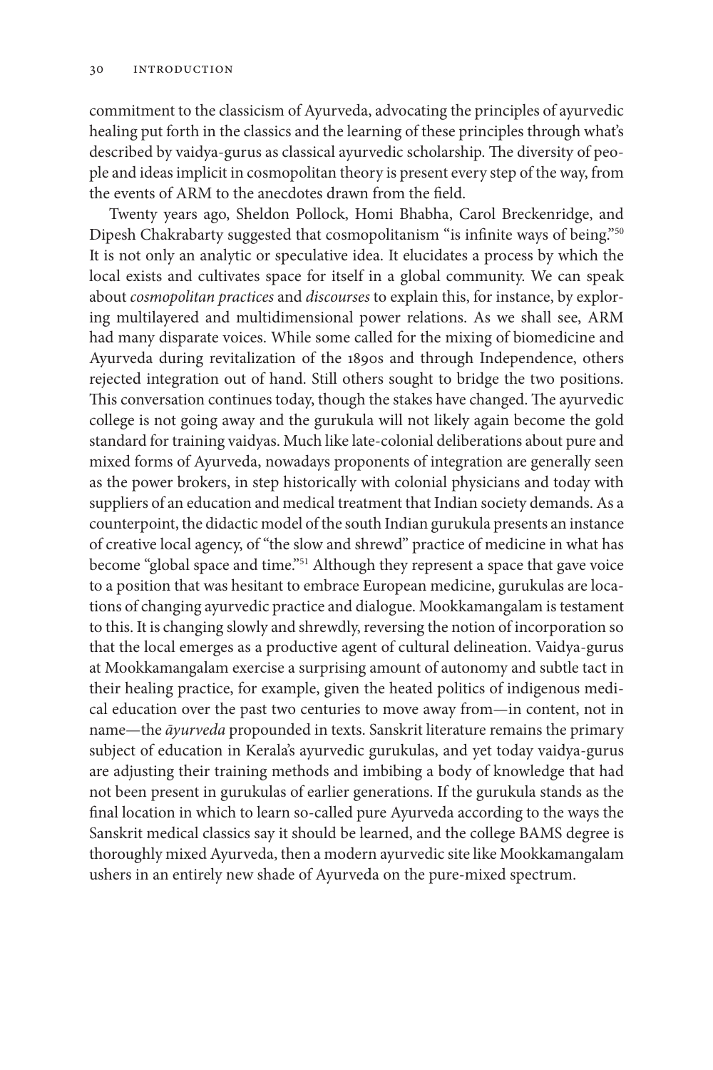commitment to the classicism of Ayurveda, advocating the principles of ayurvedic healing put forth in the classics and the learning of these principles through what's described by vaidya-gurus as classical ayurvedic scholarship. The diversity of people and ideas implicit in cosmopolitan theory is present every step of the way, from the events of ARM to the anecdotes drawn from the field.

Twenty years ago, Sheldon Pollock, Homi Bhabha, Carol Breckenridge, and Dipesh Chakrabarty suggested that cosmopolitanism "is infinite ways of being."[50] It is not only an analytic or speculative idea. It elucidates a process by which the local exists and cultivates space for itself in a global community. We can speak about *cosmopolitan practices* and *discourses* to explain this, for instance, by exploring multilayered and multidimensional power relations. As we shall see, ARM had many disparate voices. While some called for the mixing of biomedicine and Ayurveda during revitalization of the 1890s and through Independence, others rejected integration out of hand. Still others sought to bridge the two positions. This conversation continues today, though the stakes have changed. The ayurvedic college is not going away and the gurukula will not likely again become the gold standard for training vaidyas. Much like late-colonial deliberations about pure and mixed forms of Ayurveda, nowadays proponents of integration are generally seen as the power brokers, in step historically with colonial physicians and today with suppliers of an education and medical treatment that Indian society demands. As a counterpoint, the didactic model of the south Indian gurukula presents an instance of creative local agency, of "the slow and shrewd" practice of medicine in what has become "global space and time."[51] Although they represent a space that gave voice to a position that was hesitant to embrace European medicine, gurukulas are locations of changing ayurvedic practice and dialogue. Mookkamangalam is testament to this. It is changing slowly and shrewdly, reversing the notion of incorporation so that the local emerges as a productive agent of cultural delineation. Vaidya-gurus at Mookkamangalam exercise a surprising amount of autonomy and subtle tact in their healing practice, for example, given the heated politics of indigenous medical education over the past two centuries to move away from—in content, not in name—the *āyurveda* propounded in texts. Sanskrit literature remains the primary subject of education in Kerala's ayurvedic gurukulas, and yet today vaidya-gurus are adjusting their training methods and imbibing a body of knowledge that had not been present in gurukulas of earlier generations. If the gurukula stands as the final location in which to learn so-called pure Ayurveda according to the ways the Sanskrit medical classics say it should be learned, and the college BAMS degree is thoroughly mixed Ayurveda, then a modern ayurvedic site like Mookkamangalam ushers in an entirely new shade of Ayurveda on the pure-mixed spectrum.